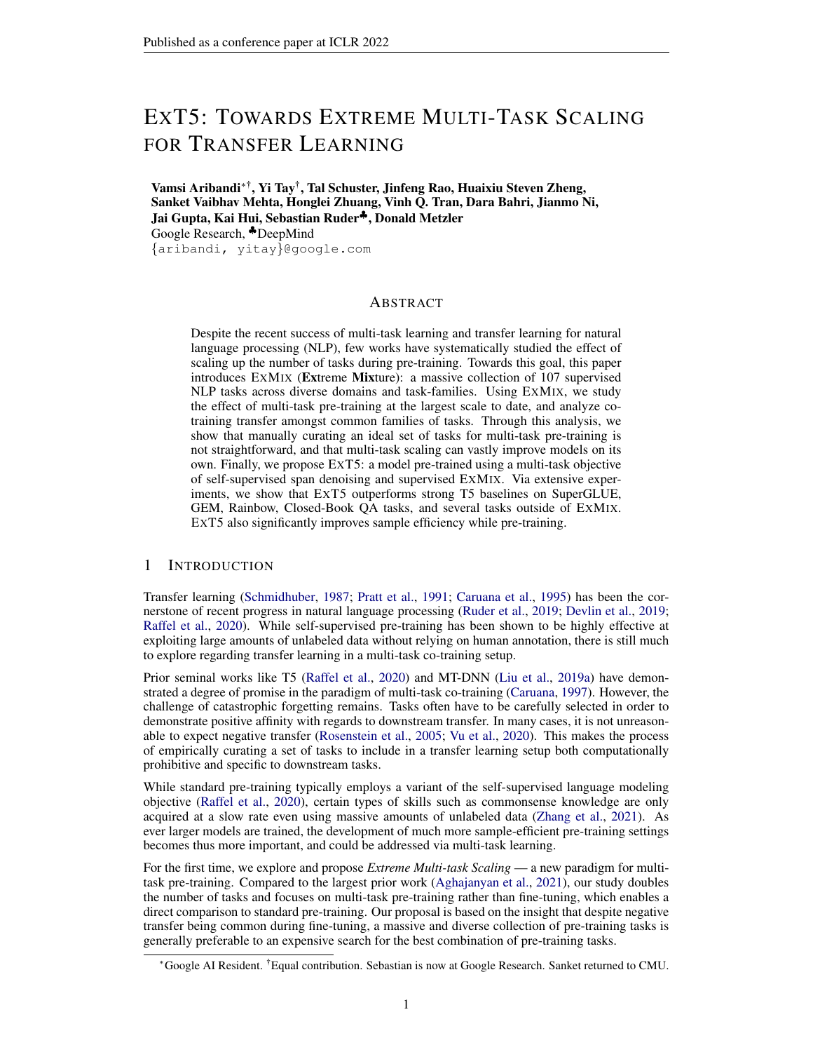# EXT5: TOWARDS EXTREME MULTI-TASK SCALING FOR TRANSFER LEARNING

**Vamsi Aribandi**[*†], **Yi Tay**[†], **Tal Schuster, Jinfeng Rao, Huaixiu Steven Zheng, Sanket Vaibhav Mehta, Honglei Zhuang, Vinh Q. Tran, Dara Bahri, Jianmo Ni, Jai Gupta, Kai Hui, Sebastian Ruder**[♣], **Donald Metzler**
Google Research, [♣]DeepMind
{aribandi, yitay}@google.com

## ABSTRACT

Despite the recent success of multi-task learning and transfer learning for natural language processing (NLP), few works have systematically studied the effect of scaling up the number of tasks during pre-training. Towards this goal, this paper introduces EXMIX (**Ex**treme **Mix**ture): a massive collection of 107 supervised NLP tasks across diverse domains and task-families. Using EXMIX, we study the effect of multi-task pre-training at the largest scale to date, and analyze co-training transfer amongst common families of tasks. Through this analysis, we show that manually curating an ideal set of tasks for multi-task pre-training is not straightforward, and that multi-task scaling can vastly improve models on its own. Finally, we propose EXT5: a model pre-trained using a multi-task objective of self-supervised span denoising and supervised EXMIX. Via extensive experiments, we show that EXT5 outperforms strong T5 baselines on SuperGLUE, GEM, Rainbow, Closed-Book QA tasks, and several tasks outside of EXMIX. EXT5 also significantly improves sample efficiency while pre-training.

## 1 INTRODUCTION

Transfer learning (Schmidhuber, 1987; Pratt et al., 1991; Caruana et al., 1995) has been the cornerstone of recent progress in natural language processing (Ruder et al., 2019; Devlin et al., 2019; Raffel et al., 2020). While self-supervised pre-training has been shown to be highly effective at exploiting large amounts of unlabeled data without relying on human annotation, there is still much to explore regarding transfer learning in a multi-task co-training setup.

Prior seminal works like T5 (Raffel et al., 2020) and MT-DNN (Liu et al., 2019a) have demonstrated a degree of promise in the paradigm of multi-task co-training (Caruana, 1997). However, the challenge of catastrophic forgetting remains. Tasks often have to be carefully selected in order to demonstrate positive affinity with regards to downstream transfer. In many cases, it is not unreasonable to expect negative transfer (Rosenstein et al., 2005; Vu et al., 2020). This makes the process of empirically curating a set of tasks to include in a transfer learning setup both computationally prohibitive and specific to downstream tasks.

While standard pre-training typically employs a variant of the self-supervised language modeling objective (Raffel et al., 2020), certain types of skills such as commonsense knowledge are only acquired at a slow rate even using massive amounts of unlabeled data (Zhang et al., 2021). As ever larger models are trained, the development of much more sample-efficient pre-training settings becomes thus more important, and could be addressed via multi-task learning.

For the first time, we explore and propose *Extreme Multi-task Scaling* — a new paradigm for multi-task pre-training. Compared to the largest prior work (Aghajanyan et al., 2021), our study doubles the number of tasks and focuses on multi-task pre-training rather than fine-tuning, which enables a direct comparison to standard pre-training. Our proposal is based on the insight that despite negative transfer being common during fine-tuning, a massive and diverse collection of pre-training tasks is generally preferable to an expensive search for the best combination of pre-training tasks.

[*]Google AI Resident. [†]Equal contribution. Sebastian is now at Google Research. Sanket returned to CMU.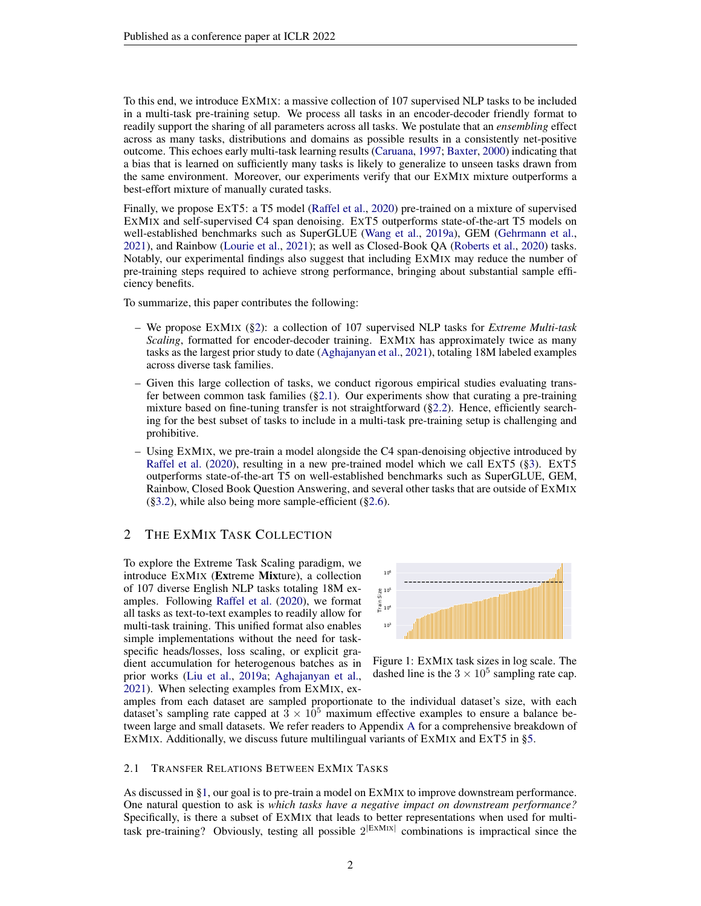To this end, we introduce ExMix: a massive collection of 107 supervised NLP tasks to be included in a multi-task pre-training setup. We process all tasks in an encoder-decoder friendly format to readily support the sharing of all parameters across all tasks. We postulate that an *ensembling* effect across as many tasks, distributions and domains as possible results in a consistently net-positive outcome. This echoes early multi-task learning results (Caruana, 1997; Baxter, 2000) indicating that a bias that is learned on sufficiently many tasks is likely to generalize to unseen tasks drawn from the same environment. Moreover, our experiments verify that our ExMix mixture outperforms a best-effort mixture of manually curated tasks.

Finally, we propose ExT5: a T5 model (Raffel et al., 2020) pre-trained on a mixture of supervised ExMix and self-supervised C4 span denoising. ExT5 outperforms state-of-the-art T5 models on well-established benchmarks such as SuperGLUE (Wang et al., 2019a), GEM (Gehrmann et al., 2021), and Rainbow (Lourie et al., 2021); as well as Closed-Book QA (Roberts et al., 2020) tasks. Notably, our experimental findings also suggest that including ExMix may reduce the number of pre-training steps required to achieve strong performance, bringing about substantial sample efficiency benefits.

To summarize, this paper contributes the following:

– We propose ExMix (§2): a collection of 107 supervised NLP tasks for *Extreme Multi-task Scaling*, formatted for encoder-decoder training. ExMix has approximately twice as many tasks as the largest prior study to date (Aghajanyan et al., 2021), totaling 18M labeled examples across diverse task families.

– Given this large collection of tasks, we conduct rigorous empirical studies evaluating transfer between common task families (§2.1). Our experiments show that curating a pre-training mixture based on fine-tuning transfer is not straightforward (§2.2). Hence, efficiently searching for the best subset of tasks to include in a multi-task pre-training setup is challenging and prohibitive.

– Using ExMix, we pre-train a model alongside the C4 span-denoising objective introduced by Raffel et al. (2020), resulting in a new pre-trained model which we call ExT5 (§3). ExT5 outperforms state-of-the-art T5 on well-established benchmarks such as SuperGLUE, GEM, Rainbow, Closed Book Question Answering, and several other tasks that are outside of ExMix (§3.2), while also being more sample-efficient (§2.6).

## 2 The ExMix Task Collection

To explore the Extreme Task Scaling paradigm, we introduce ExMix (**Ex**treme **Mix**ture), a collection of 107 diverse English NLP tasks totaling 18M examples. Following Raffel et al. (2020), we format all tasks as text-to-text examples to readily allow for multi-task training. This unified format also enables simple implementations without the need for task-specific heads/losses, loss scaling, or explicit gradient accumulation for heterogenous batches as in prior works (Liu et al., 2019a; Aghajanyan et al., 2021). When selecting examples from ExMix, examples from each dataset are sampled proportionate to the individual dataset's size, with each dataset's sampling rate capped at $3 \times 10^5$ maximum effective examples to ensure a balance between large and small datasets. We refer readers to Appendix A for a comprehensive breakdown of ExMix. Additionally, we discuss future multilingual variants of ExMix and ExT5 in §5.

Figure 1: ExMix task sizes in log scale. The dashed line is the $3 \times 10^5$ sampling rate cap.

### 2.1 Transfer Relations Between ExMix Tasks

As discussed in §1, our goal is to pre-train a model on ExMix to improve downstream performance. One natural question to ask is *which tasks have a negative impact on downstream performance?* Specifically, is there a subset of ExMix that leads to better representations when used for multi-task pre-training? Obviously, testing all possible $2^{|\text{ExMix}|}$ combinations is impractical since the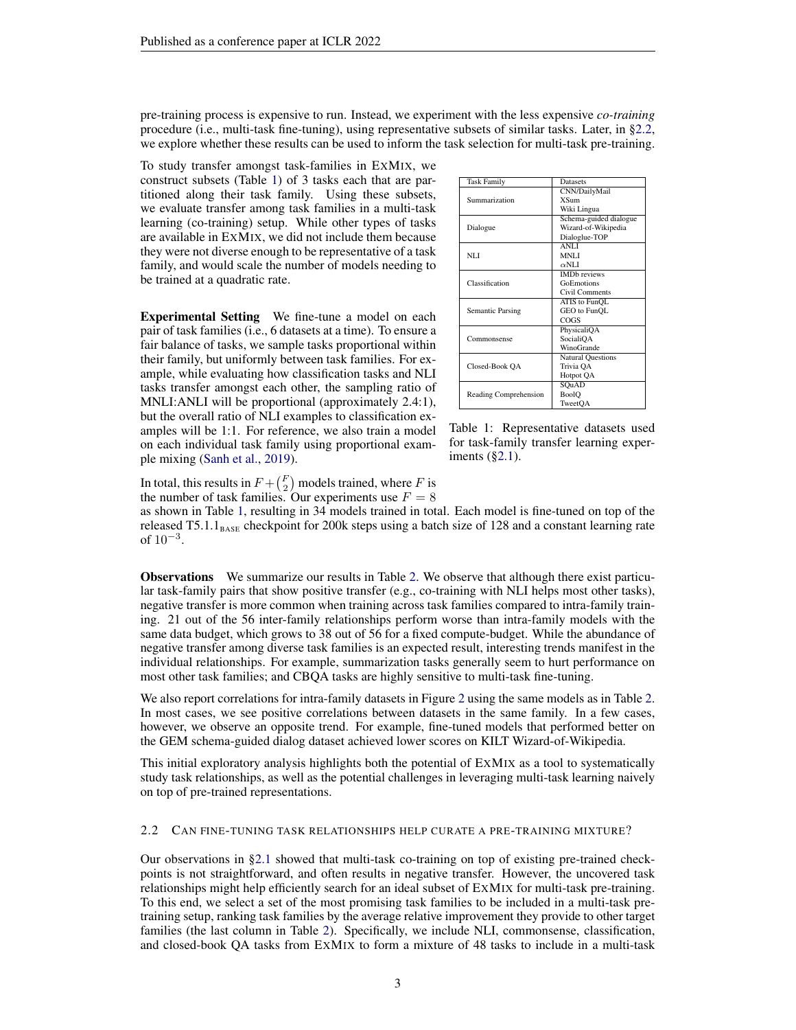pre-training process is expensive to run. Instead, we experiment with the less expensive *co-training* procedure (i.e., multi-task fine-tuning), using representative subsets of similar tasks. Later, in §2.2, we explore whether these results can be used to inform the task selection for multi-task pre-training.

To study transfer amongst task-families in ExMix, we construct subsets (Table 1) of 3 tasks each that are partitioned along their task family. Using these subsets, we evaluate transfer among task families in a multi-task learning (co-training) setup. While other types of tasks are available in ExMix, we did not include them because they were not diverse enough to be representative of a task family, and would scale the number of models needing to be trained at a quadratic rate.

| Task Family | Datasets |
|---|---|
| Summarization | CNN/DailyMail<br>XSum<br>Wiki Lingua |
| Dialogue | Schema-guided dialogue<br>Wizard-of-Wikipedia<br>Dialoglue-TOP |
| NLI | ANLI<br>MNLI<br>$\alpha$NLI |
| Classification | IMDb reviews<br>GoEmotions<br>Civil Comments |
| Semantic Parsing | ATIS to FunQL<br>GEO to FunQL<br>COGS |
| Commonsense | PhysicalQA<br>SocialIQA<br>WinoGrande |
| Closed-Book QA | Natural Questions<br>Trivia QA<br>Hotpot QA |
| Reading Comprehension | SQuAD<br>BoolQ<br>TweetQA |

Table 1: Representative datasets used for task-family transfer learning experiments (§2.1).

**Experimental Setting** We fine-tune a model on each pair of task families (i.e., 6 datasets at a time). To ensure a fair balance of tasks, we sample tasks proportional within their family, but uniformly between task families. For example, while evaluating how classification tasks and NLI tasks transfer amongst each other, the sampling ratio of MNLI:ANLI will be proportional (approximately 2.4:1), but the overall ratio of NLI examples to classification examples will be 1:1. For reference, we also train a model on each individual task family using proportional example mixing (Sanh et al., 2019).

In total, this results in $F + \binom{F}{2}$ models trained, where $F$ is the number of task families. Our experiments use $F = 8$ as shown in Table 1, resulting in 34 models trained in total. Each model is fine-tuned on top of the released T5.1.1$_{\text{BASE}}$ checkpoint for 200k steps using a batch size of 128 and a constant learning rate of $10^{-3}$.

**Observations** We summarize our results in Table 2. We observe that although there exist particular task-family pairs that show positive transfer (e.g., co-training with NLI helps most other tasks), negative transfer is more common when training across task families compared to intra-family training. 21 out of the 56 inter-family relationships perform worse than intra-family models with the same data budget, which grows to 38 out of 56 for a fixed compute-budget. While the abundance of negative transfer among diverse task families is an expected result, interesting trends manifest in the individual relationships. For example, summarization tasks generally seem to hurt performance on most other task families; and CBQA tasks are highly sensitive to multi-task fine-tuning.

We also report correlations for intra-family datasets in Figure 2 using the same models as in Table 2. In most cases, we see positive correlations between datasets in the same family. In a few cases, however, we observe an opposite trend. For example, fine-tuned models that performed better on the GEM schema-guided dialog dataset achieved lower scores on KILT Wizard-of-Wikipedia.

This initial exploratory analysis highlights both the potential of ExMix as a tool to systematically study task relationships, as well as the potential challenges in leveraging multi-task learning naively on top of pre-trained representations.

### 2.2 Can fine-tuning task relationships help curate a pre-training mixture?

Our observations in §2.1 showed that multi-task co-training on top of existing pre-trained checkpoints is not straightforward, and often results in negative transfer. However, the uncovered task relationships might help efficiently search for an ideal subset of ExMix for multi-task pre-training. To this end, we select a set of the most promising task families to be included in a multi-task pre-training setup, ranking task families by the average relative improvement they provide to other target families (the last column in Table 2). Specifically, we include NLI, commonsense, classification, and closed-book QA tasks from ExMix to form a mixture of 48 tasks to include in a multi-task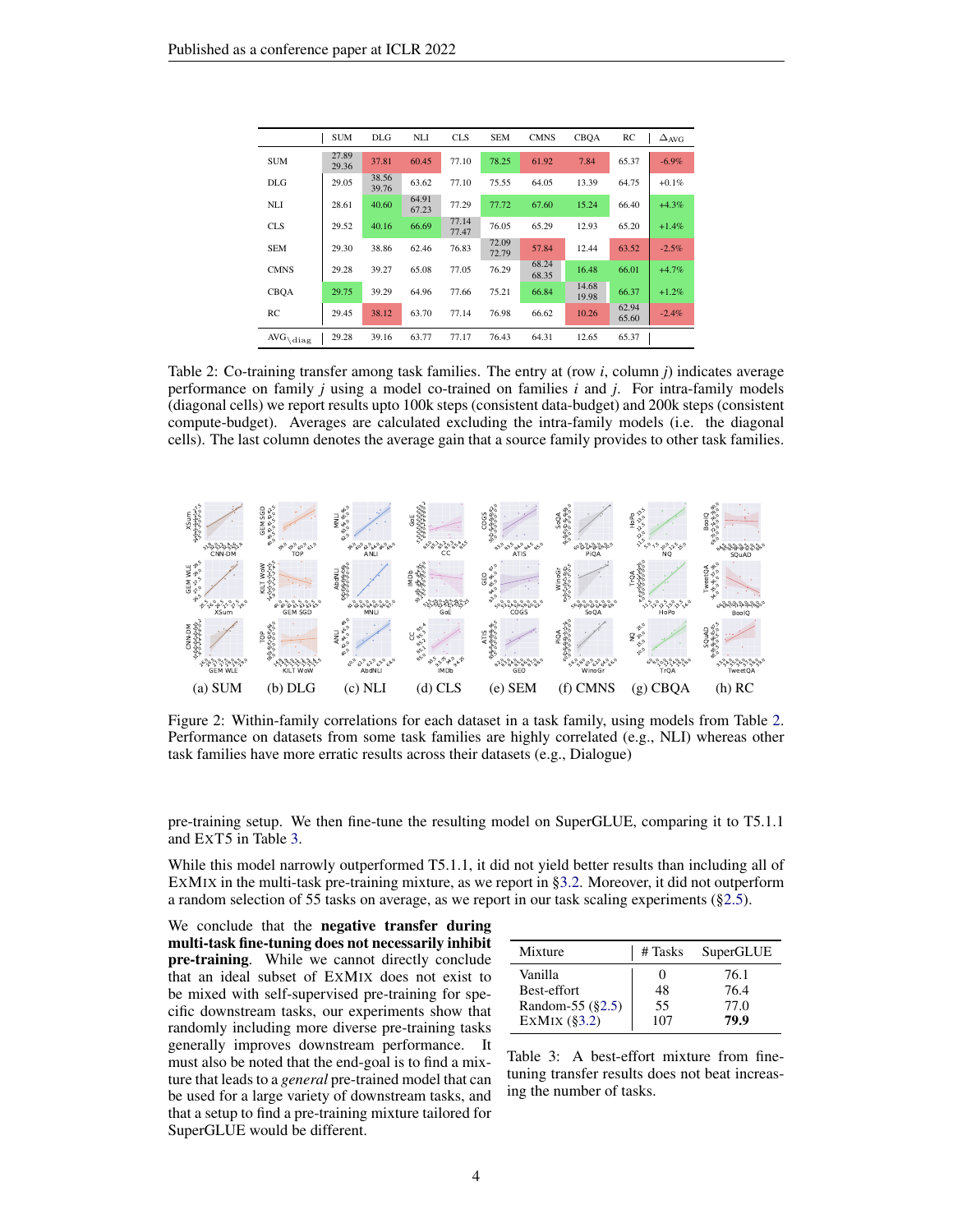|  | SUM | DLG | NLI | CLS | SEM | CMNS | CBQA | RC | $\Delta_{\text{AVG}}$ |
|---|---|---|---|---|---|---|---|---|---|
| SUM | 27.89 29.36 | 37.81 | 60.45 | 77.10 | 78.25 | 61.92 | 7.84 | 65.37 | -6.9% |
| DLG | 29.05 | 38.56 39.76 | 63.62 | 77.10 | 75.55 | 64.05 | 13.39 | 64.75 | +0.1% |
| NLI | 28.61 | 40.60 | 64.91 67.23 | 77.29 | 77.72 | 67.60 | 15.24 | 66.40 | +4.3% |
| CLS | 29.52 | 40.16 | 66.69 | 77.14 77.47 | 76.05 | 65.29 | 12.93 | 65.20 | +1.4% |
| SEM | 29.30 | 38.86 | 62.46 | 76.83 | 72.09 72.79 | 57.84 | 12.44 | 63.52 | -2.5% |
| CMNS | 29.28 | 39.27 | 65.08 | 77.05 | 76.29 | 68.24 68.35 | 16.48 | 66.01 | +4.7% |
| CBQA | 29.75 | 39.29 | 64.96 | 77.66 | 75.21 | 66.84 | 14.68 19.98 | 66.37 | +1.2% |
| RC | 29.45 | 38.12 | 63.70 | 77.14 | 76.98 | 66.62 | 10.26 | 62.94 65.60 | -2.4% |
| $\text{AVG}_{\setminus\text{diag}}$ | 29.28 | 39.16 | 63.77 | 77.17 | 76.43 | 64.31 | 12.65 | 65.37 |  |

Table 2: Co-training transfer among task families. The entry at (row *i*, column *j*) indicates average performance on family *j* using a model co-trained on families *i* and *j*. For intra-family models (diagonal cells) we report results upto 100k steps (consistent data-budget) and 200k steps (consistent compute-budget). Averages are calculated excluding the intra-family models (i.e. the diagonal cells). The last column denotes the average gain that a source family provides to other task families.

(a) SUM (b) DLG (c) NLI (d) CLS (e) SEM (f) CMNS (g) CBQA (h) RC

Figure 2: Within-family correlations for each dataset in a task family, using models from Table 2. Performance on datasets from some task families are highly correlated (e.g., NLI) whereas other task families have more erratic results across their datasets (e.g., Dialogue)

pre-training setup. We then fine-tune the resulting model on SuperGLUE, comparing it to T5.1.1 and ExT5 in Table 3.

While this model narrowly outperformed T5.1.1, it did not yield better results than including all of ExMix in the multi-task pre-training mixture, as we report in §3.2. Moreover, it did not outperform a random selection of 55 tasks on average, as we report in our task scaling experiments (§2.5).

We conclude that the **negative transfer during multi-task fine-tuning does not necessarily inhibit pre-training**. While we cannot directly conclude that an ideal subset of ExMix does not exist to be mixed with self-supervised pre-training for specific downstream tasks, our experiments show that randomly including more diverse pre-training tasks generally improves downstream performance. It must also be noted that the end-goal is to find a mixture that leads to a *general* pre-trained model that can be used for a large variety of downstream tasks, and that a setup to find a pre-training mixture tailored for SuperGLUE would be different.

| Mixture | # Tasks | SuperGLUE |
|---|---|---|
| Vanilla | 0 | 76.1 |
| Best-effort | 48 | 76.4 |
| Random-55 (§2.5) | 55 | 77.0 |
| ExMix (§3.2) | 107 | **79.9** |

Table 3: A best-effort mixture from fine-tuning transfer results does not beat increasing the number of tasks.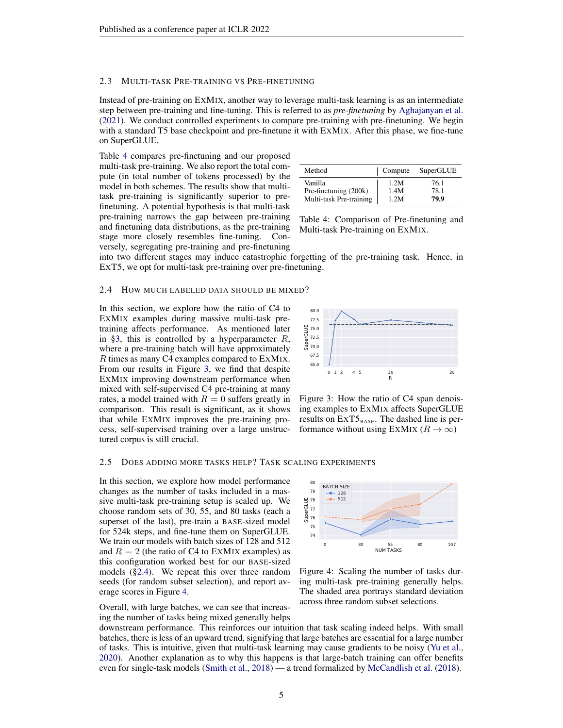### 2.3 Multi-task Pre-training vs Pre-finetuning

Instead of pre-training on ExMix, another way to leverage multi-task learning is as an intermediate step between pre-training and fine-tuning. This is referred to as *pre-finetuning* by Aghajanyan et al. (2021). We conduct controlled experiments to compare pre-training with pre-finetuning. We begin with a standard T5 base checkpoint and pre-finetune it with ExMix. After this phase, we fine-tune on SuperGLUE.

Table 4 compares pre-finetuning and our proposed multi-task pre-training. We also report the total compute (in total number of tokens processed) by the model in both schemes. The results show that multi-task pre-training is significantly superior to pre-finetuning. A potential hypothesis is that multi-task pre-training narrows the gap between pre-training and finetuning data distributions, as the pre-training stage more closely resembles fine-tuning. Conversely, segregating pre-training and pre-finetuning into two different stages may induce catastrophic forgetting of the pre-training task. Hence, in ExT5, we opt for multi-task pre-training over pre-finetuning.

| Method | Compute | SuperGLUE |
|---|---|---|
| Vanilla | 1.2M | 76.1 |
| Pre-finetuning (200k) | 1.4M | 78.1 |
| Multi-task Pre-training | 1.2M | **79.9** |

Table 4: Comparison of Pre-finetuning and Multi-task Pre-training on ExMix.

### 2.4 How much labeled data should be mixed?

In this section, we explore how the ratio of C4 to ExMix examples during massive multi-task pre-training affects performance. As mentioned later in §3, this is controlled by a hyperparameter $R$, where a pre-training batch will have approximately $R$ times as many C4 examples compared to ExMix. From our results in Figure 3, we find that despite ExMix improving downstream performance when mixed with self-supervised C4 pre-training at many rates, a model trained with $R = 0$ suffers greatly in comparison. This result is significant, as it shows that while ExMix improves the pre-training process, self-supervised training over a large unstructured corpus is still crucial.

Figure 3: How the ratio of C4 span denoising examples to ExMix affects SuperGLUE results on ExT5$_{\text{BASE}}$. The dashed line is performance without using ExMix ($R \rightarrow \infty$)

### 2.5 Does adding more tasks help? Task scaling experiments

In this section, we explore how model performance changes as the number of tasks included in a massive multi-task pre-training setup is scaled up. We choose random sets of 30, 55, and 80 tasks (each a superset of the last), pre-train a Base-sized model for 524k steps, and fine-tune them on SuperGLUE. We train our models with batch sizes of 128 and 512 and $R = 2$ (the ratio of C4 to ExMix examples) as this configuration worked best for our Base-sized models (§2.4). We repeat this over three random seeds (for random subset selection), and report average scores in Figure 4.

Figure 4: Scaling the number of tasks during multi-task pre-training generally helps. The shaded area portrays standard deviation across three random subset selections.

Overall, with large batches, we can see that increasing the number of tasks being mixed generally helps downstream performance. This reinforces our intuition that task scaling indeed helps. With small batches, there is less of an upward trend, signifying that large batches are essential for a large number of tasks. This is intuitive, given that multi-task learning may cause gradients to be noisy (Yu et al., 2020). Another explanation as to why this happens is that large-batch training can offer benefits even for single-task models (Smith et al., 2018) — a trend formalized by McCandlish et al. (2018).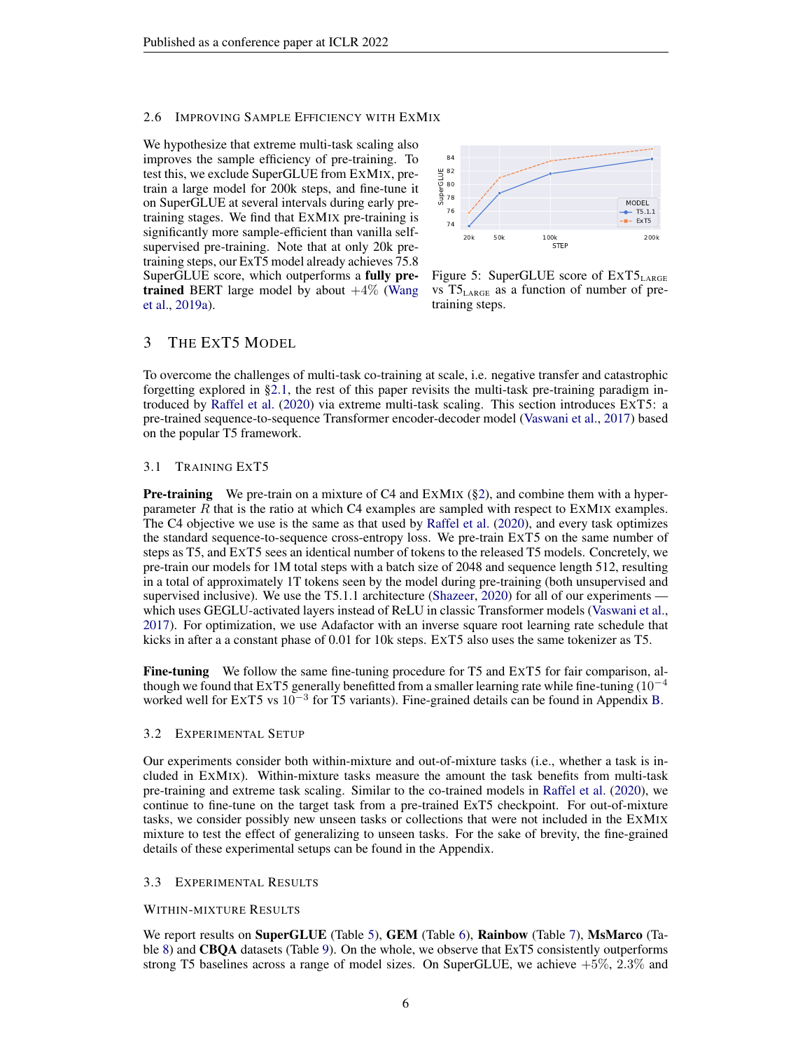### 2.6 Improving Sample Efficiency with ExMix

We hypothesize that extreme multi-task scaling also improves the sample efficiency of pre-training. To test this, we exclude SuperGLUE from ExMix, pre-train a large model for 200k steps, and fine-tune it on SuperGLUE at several intervals during early pre-training stages. We find that ExMix pre-training is significantly more sample-efficient than vanilla self-supervised pre-training. Note that at only 20k pre-training steps, our ExT5 model already achieves 75.8 SuperGLUE score, which outperforms a **fully pre-trained** BERT large model by about $+4\%$ (Wang et al., 2019a).

Figure 5: SuperGLUE score of ExT5$_{\text{LARGE}}$ vs T5$_{\text{LARGE}}$ as a function of number of pre-training steps.

## 3 The ExT5 Model

To overcome the challenges of multi-task co-training at scale, i.e. negative transfer and catastrophic forgetting explored in §2.1, the rest of this paper revisits the multi-task pre-training paradigm introduced by Raffel et al. (2020) via extreme multi-task scaling. This section introduces ExT5: a pre-trained sequence-to-sequence Transformer encoder-decoder model (Vaswani et al., 2017) based on the popular T5 framework.

### 3.1 Training ExT5

**Pre-training** We pre-train on a mixture of C4 and ExMix (§2), and combine them with a hyperparameter $R$ that is the ratio at which C4 examples are sampled with respect to ExMix examples. The C4 objective we use is the same as that used by Raffel et al. (2020), and every task optimizes the standard sequence-to-sequence cross-entropy loss. We pre-train ExT5 on the same number of steps as T5, and ExT5 sees an identical number of tokens to the released T5 models. Concretely, we pre-train our models for 1M total steps with a batch size of 2048 and sequence length 512, resulting in a total of approximately 1T tokens seen by the model during pre-training (both unsupervised and supervised inclusive). We use the T5.1.1 architecture (Shazeer, 2020) for all of our experiments — which uses GEGLU-activated layers instead of ReLU in classic Transformer models (Vaswani et al., 2017). For optimization, we use Adafactor with an inverse square root learning rate schedule that kicks in after a a constant phase of 0.01 for 10k steps. ExT5 also uses the same tokenizer as T5.

**Fine-tuning** We follow the same fine-tuning procedure for T5 and ExT5 for fair comparison, although we found that ExT5 generally benefitted from a smaller learning rate while fine-tuning ($10^{-4}$ worked well for ExT5 vs $10^{-3}$ for T5 variants). Fine-grained details can be found in Appendix B.

### 3.2 Experimental Setup

Our experiments consider both within-mixture and out-of-mixture tasks (i.e., whether a task is included in ExMix). Within-mixture tasks measure the amount the task benefits from multi-task pre-training and extreme task scaling. Similar to the co-trained models in Raffel et al. (2020), we continue to fine-tune on the target task from a pre-trained ExT5 checkpoint. For out-of-mixture tasks, we consider possibly new unseen tasks or collections that were not included in the ExMix mixture to test the effect of generalizing to unseen tasks. For the sake of brevity, the fine-grained details of these experimental setups can be found in the Appendix.

### 3.3 Experimental Results

#### Within-mixture Results

We report results on **SuperGLUE** (Table 5), **GEM** (Table 6), **Rainbow** (Table 7), **MsMarco** (Table 8) and **CBQA** datasets (Table 9). On the whole, we observe that ExT5 consistently outperforms strong T5 baselines across a range of model sizes. On SuperGLUE, we achieve $+5\%$, $2.3\%$ and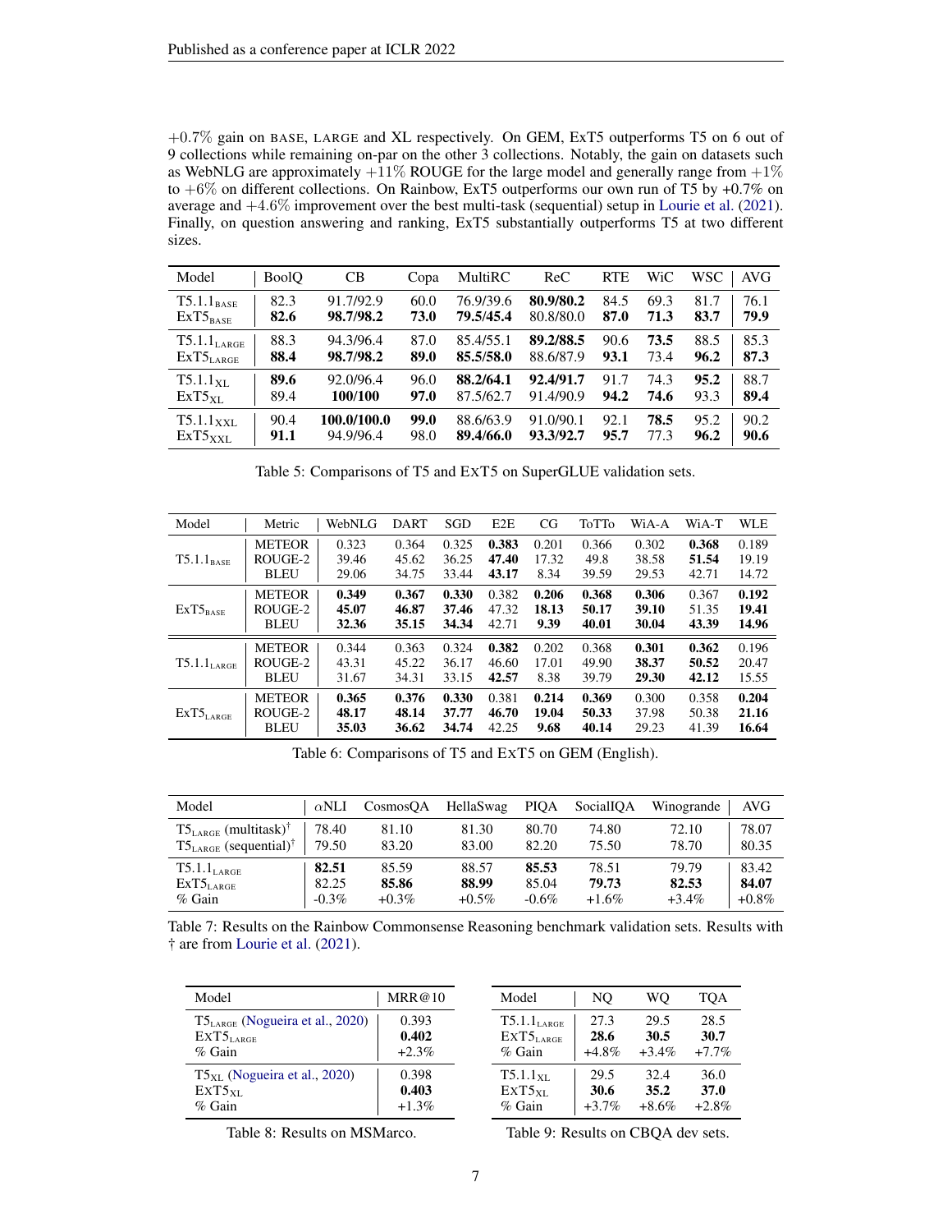+0.7% gain on BASE, LARGE and XL respectively. On GEM, ExT5 outperforms T5 on 6 out of 9 collections while remaining on-par on the other 3 collections. Notably, the gain on datasets such as WebNLG are approximately +11% ROUGE for the large model and generally range from +1% to +6% on different collections. On Rainbow, ExT5 outperforms our own run of T5 by +0.7% on average and +4.6% improvement over the best multi-task (sequential) setup in Lourie et al. (2021). Finally, on question answering and ranking, ExT5 substantially outperforms T5 at two different sizes.

| Model | BoolQ | CB | Copa | MultiRC | ReC | RTE | WiC | WSC | AVG |
|---|---|---|---|---|---|---|---|---|---|
| $T5.1.1_{BASE}$ | 82.3 | 91.7/92.9 | 60.0 | 76.9/39.6 | **80.9/80.2** | 84.5 | 69.3 | 81.7 | 76.1 |
| $ExT5_{BASE}$ | **82.6** | **98.7/98.2** | **73.0** | **79.5/45.4** | 80.8/80.0 | **87.0** | **71.3** | **83.7** | **79.9** |
| $T5.1.1_{LARGE}$ | 88.3 | 94.3/96.4 | 87.0 | 85.4/55.1 | **89.2/88.5** | 90.6 | **73.5** | 88.5 | 85.3 |
| $ExT5_{LARGE}$ | **88.4** | **98.7/98.2** | **89.0** | **85.5/58.0** | 88.6/87.9 | **93.1** | 73.4 | **96.2** | **87.3** |
| $T5.1.1_{XL}$ | **89.6** | 92.0/96.4 | 96.0 | **88.2/64.1** | **92.4/91.7** | 91.7 | 74.3 | **95.2** | 88.7 |
| $ExT5_{XL}$ | 89.4 | **100/100** | **97.0** | 87.5/62.7 | 91.4/90.9 | **94.2** | **74.6** | 93.3 | **89.4** |
| $T5.1.1_{XXL}$ | 90.4 | **100.0/100.0** | **99.0** | 88.6/63.9 | 91.0/90.1 | 92.1 | **78.5** | 95.2 | 90.2 |
| $ExT5_{XXL}$ | **91.1** | 94.9/96.4 | 98.0 | **89.4/66.0** | **93.3/92.7** | **95.7** | 77.3 | **96.2** | **90.6** |

Table 5: Comparisons of T5 and ExT5 on SuperGLUE validation sets.

| Model | Metric | WebNLG | DART | SGD | E2E | CG | ToTTo | WiA-A | WiA-T | WLE |
|---|---|---|---|---|---|---|---|---|---|---|
| $T5.1.1_{BASE}$ | METEOR | 0.323 | 0.364 | 0.325 | **0.383** | 0.201 | 0.366 | 0.302 | **0.368** | 0.189 |
| | ROUGE-2 | 39.46 | 45.62 | 36.25 | **47.40** | 17.32 | 49.8 | 38.58 | **51.54** | 19.19 |
| | BLEU | 29.06 | 34.75 | 33.44 | **43.17** | 8.34 | 39.59 | 29.53 | 42.71 | 14.72 |
| $ExT5_{BASE}$ | METEOR | **0.349** | **0.367** | **0.330** | 0.382 | **0.206** | **0.368** | **0.306** | 0.367 | **0.192** |
| | ROUGE-2 | **45.07** | **46.87** | **37.46** | 47.32 | **18.13** | **50.17** | **39.10** | 51.35 | **19.41** |
| | BLEU | **32.36** | **35.15** | **34.34** | 42.71 | **9.39** | **40.01** | **30.04** | **43.39** | **14.96** |
| $T5.1.1_{LARGE}$ | METEOR | 0.344 | 0.363 | 0.324 | **0.382** | 0.202 | 0.368 | **0.301** | **0.362** | 0.196 |
| | ROUGE-2 | 43.31 | 45.22 | 36.17 | 46.60 | 17.01 | 49.90 | **38.37** | **50.52** | 20.47 |
| | BLEU | 31.67 | 34.31 | 33.15 | **42.57** | 8.38 | 39.79 | **29.30** | **42.12** | 15.55 |
| $ExT5_{LARGE}$ | METEOR | **0.365** | **0.376** | **0.330** | 0.381 | **0.214** | **0.369** | 0.300 | 0.358 | **0.204** |
| | ROUGE-2 | **48.17** | **48.14** | **37.77** | **46.70** | **19.04** | **50.33** | 37.98 | 50.38 | **21.16** |
| | BLEU | **35.03** | **36.62** | **34.74** | 42.25 | **9.68** | **40.14** | 29.23 | 41.39 | **16.64** |

Table 6: Comparisons of T5 and ExT5 on GEM (English).

| Model | αNLI | CosmosQA | HellaSwag | PIQA | SocialIQA | Winogrande | AVG |
|---|---|---|---|---|---|---|---|
| $T5_{LARGE}$ (multitask)[†] | 78.40 | 81.10 | 81.30 | 80.70 | 74.80 | 72.10 | 78.07 |
| $T5_{LARGE}$ (sequential)[†] | 79.50 | 83.20 | 83.00 | 82.20 | 75.50 | 78.70 | 80.35 |
| $T5.1.1_{LARGE}$ | **82.51** | 85.59 | 88.57 | **85.53** | 78.51 | 79.79 | 83.42 |
| $ExT5_{LARGE}$ | 82.25 | **85.86** | **88.99** | 85.04 | **79.73** | **82.53** | **84.07** |
| % Gain | -0.3% | +0.3% | +0.5% | -0.6% | +1.6% | +3.4% | +0.8% |

Table 7: Results on the Rainbow Commonsense Reasoning benchmark validation sets. Results with † are from Lourie et al. (2021).

| Model | MRR@10 |
|---|---|
| $T5_{LARGE}$ (Nogueira et al., 2020) | 0.393 |
| $ExT5_{LARGE}$ | **0.402** |
| % Gain | +2.3% |
| $T5_{XL}$ (Nogueira et al., 2020) | 0.398 |
| $ExT5_{XL}$ | **0.403** |
| % Gain | +1.3% |

Table 8: Results on MSMarco.

| Model | NQ | WQ | TQA |
|---|---|---|---|
| $T5.1.1_{LARGE}$ | 27.3 | 29.5 | 28.5 |
| $ExT5_{LARGE}$ | **28.6** | **30.5** | **30.7** |
| % Gain | +4.8% | +3.4% | +7.7% |
| $T5.1.1_{XL}$ | 29.5 | 32.4 | 36.0 |
| $ExT5_{XL}$ | **30.6** | **35.2** | **37.0** |
| % Gain | +3.7% | +8.6% | +2.8% |

Table 9: Results on CBQA dev sets.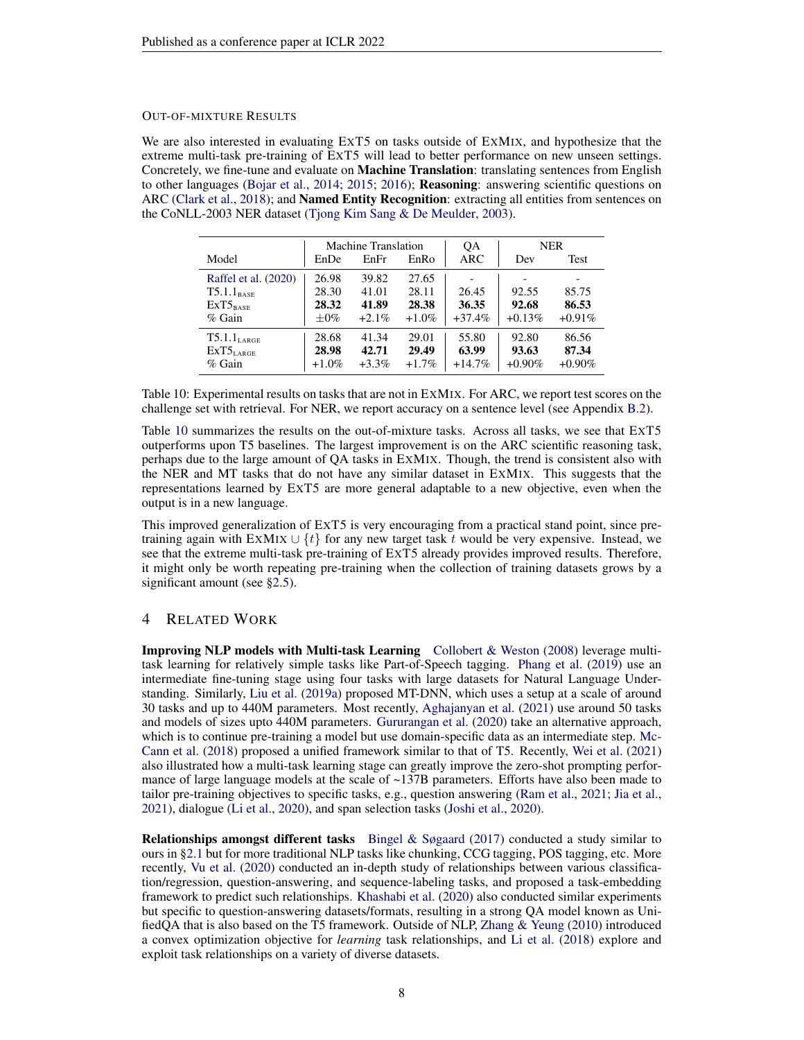### Out-of-mixture Results

We are also interested in evaluating ExT5 on tasks outside of ExMix, and hypothesize that the extreme multi-task pre-training of ExT5 will lead to better performance on new unseen settings. Concretely, we fine-tune and evaluate on **Machine Translation**: translating sentences from English to other languages (Bojar et al., 2014; 2015; 2016); **Reasoning**: answering scientific questions on ARC (Clark et al., 2018); and **Named Entity Recognition**: extracting all entities from sentences on the CoNLL-2003 NER dataset (Tjong Kim Sang & De Meulder, 2003).

| | Machine Translation | | | QA | NER | |
|---|---|---|---|---|---|---|
| Model | EnDe | EnFr | EnRo | ARC | Dev | Test |
| Raffel et al. (2020) | 26.98 | 39.82 | 27.65 | - | - | - |
| $\text{T5.1.1}_{\text{BASE}}$ | 28.30 | 41.01 | 28.11 | 26.45 | 92.55 | 85.75 |
| $\text{ExT5}_{\text{BASE}}$ | **28.32** | **41.89** | **28.38** | **36.35** | **92.68** | **86.53** |
| % Gain | ±0% | +2.1% | +1.0% | +37.4% | +0.13% | +0.91% |
| $\text{T5.1.1}_{\text{LARGE}}$ | 28.68 | 41.34 | 29.01 | 55.80 | 92.80 | 86.56 |
| $\text{ExT5}_{\text{LARGE}}$ | **28.98** | **42.71** | **29.49** | **63.99** | **93.63** | **87.34** |
| % Gain | +1.0% | +3.3% | +1.7% | +14.7% | +0.90% | +0.90% |

Table 10: Experimental results on tasks that are not in ExMix. For ARC, we report test scores on the challenge set with retrieval. For NER, we report accuracy on a sentence level (see Appendix B.2).

Table 10 summarizes the results on the out-of-mixture tasks. Across all tasks, we see that ExT5 outperforms upon T5 baselines. The largest improvement is on the ARC scientific reasoning task, perhaps due to the large amount of QA tasks in ExMix. Though, the trend is consistent also with the NER and MT tasks that do not have any similar dataset in ExMix. This suggests that the representations learned by ExT5 are more general adaptable to a new objective, even when the output is in a new language.

This improved generalization of ExT5 is very encouraging from a practical stand point, since pre-training again with $\text{ExMix} \cup \{t\}$ for any new target task $t$ would be very expensive. Instead, we see that the extreme multi-task pre-training of ExT5 already provides improved results. Therefore, it might only be worth repeating pre-training when the collection of training datasets grows by a significant amount (see §2.5).

## 4 Related Work

**Improving NLP models with Multi-task Learning** Collobert & Weston (2008) leverage multi-task learning for relatively simple tasks like Part-of-Speech tagging. Phang et al. (2019) use an intermediate fine-tuning stage using four tasks with large datasets for Natural Language Understanding. Similarly, Liu et al. (2019a) proposed MT-DNN, which uses a setup at a scale of around 30 tasks and up to 440M parameters. Most recently, Aghajanyan et al. (2021) use around 50 tasks and models of sizes upto 440M parameters. Gururangan et al. (2020) take an alternative approach, which is to continue pre-training a model but use domain-specific data as an intermediate step. McCann et al. (2018) proposed a unified framework similar to that of T5. Recently, Wei et al. (2021) also illustrated how a multi-task learning stage can greatly improve the zero-shot prompting performance of large language models at the scale of ~137B parameters. Efforts have also been made to tailor pre-training objectives to specific tasks, e.g., question answering (Ram et al., 2021; Jia et al., 2021), dialogue (Li et al., 2020), and span selection tasks (Joshi et al., 2020).

**Relationships amongst different tasks** Bingel & Søgaard (2017) conducted a study similar to ours in §2.1 but for more traditional NLP tasks like chunking, CCG tagging, POS tagging, etc. More recently, Vu et al. (2020) conducted an in-depth study of relationships between various classification/regression, question-answering, and sequence-labeling tasks, and proposed a task-embedding framework to predict such relationships. Khashabi et al. (2020) also conducted similar experiments but specific to question-answering datasets/formats, resulting in a strong QA model known as UnifiedQA that is also based on the T5 framework. Outside of NLP, Zhang & Yeung (2010) introduced a convex optimization objective for *learning* task relationships, and Li et al. (2018) explore and exploit task relationships on a variety of diverse datasets.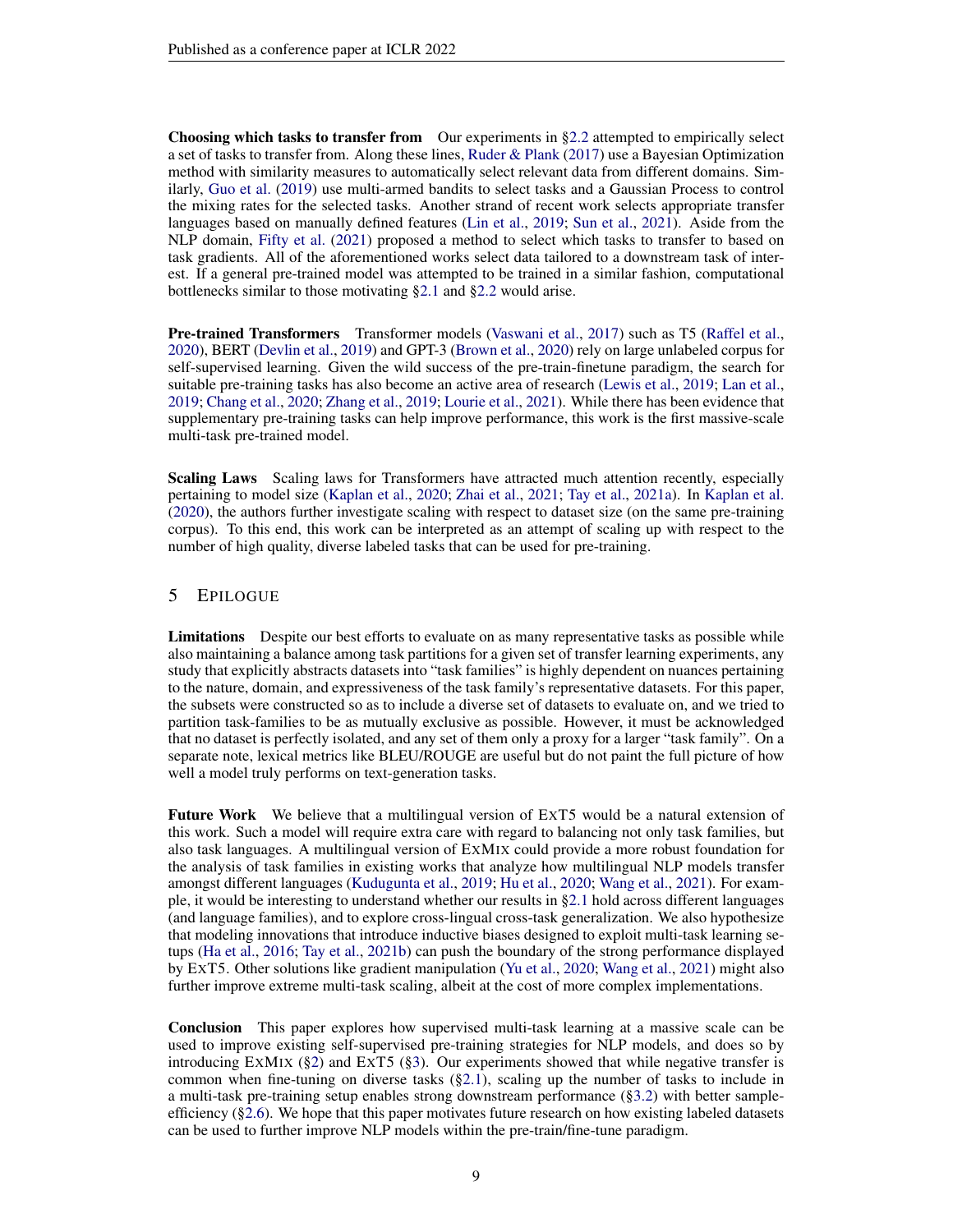**Choosing which tasks to transfer from** Our experiments in §2.2 attempted to empirically select a set of tasks to transfer from. Along these lines, Ruder & Plank (2017) use a Bayesian Optimization method with similarity measures to automatically select relevant data from different domains. Similarly, Guo et al. (2019) use multi-armed bandits to select tasks and a Gaussian Process to control the mixing rates for the selected tasks. Another strand of recent work selects appropriate transfer languages based on manually defined features (Lin et al., 2019; Sun et al., 2021). Aside from the NLP domain, Fifty et al. (2021) proposed a method to select which tasks to transfer to based on task gradients. All of the aforementioned works select data tailored to a downstream task of interest. If a general pre-trained model was attempted to be trained in a similar fashion, computational bottlenecks similar to those motivating §2.1 and §2.2 would arise.

**Pre-trained Transformers** Transformer models (Vaswani et al., 2017) such as T5 (Raffel et al., 2020), BERT (Devlin et al., 2019) and GPT-3 (Brown et al., 2020) rely on large unlabeled corpus for self-supervised learning. Given the wild success of the pre-train-finetune paradigm, the search for suitable pre-training tasks has also become an active area of research (Lewis et al., 2019; Lan et al., 2019; Chang et al., 2020; Zhang et al., 2019; Lourie et al., 2021). While there has been evidence that supplementary pre-training tasks can help improve performance, this work is the first massive-scale multi-task pre-trained model.

**Scaling Laws** Scaling laws for Transformers have attracted much attention recently, especially pertaining to model size (Kaplan et al., 2020; Zhai et al., 2021; Tay et al., 2021a). In Kaplan et al. (2020), the authors further investigate scaling with respect to dataset size (on the same pre-training corpus). To this end, this work can be interpreted as an attempt of scaling up with respect to the number of high quality, diverse labeled tasks that can be used for pre-training.

## 5 Epilogue

**Limitations** Despite our best efforts to evaluate on as many representative tasks as possible while also maintaining a balance among task partitions for a given set of transfer learning experiments, any study that explicitly abstracts datasets into "task families" is highly dependent on nuances pertaining to the nature, domain, and expressiveness of the task family's representative datasets. For this paper, the subsets were constructed so as to include a diverse set of datasets to evaluate on, and we tried to partition task-families to be as mutually exclusive as possible. However, it must be acknowledged that no dataset is perfectly isolated, and any set of them only a proxy for a larger "task family". On a separate note, lexical metrics like BLEU/ROUGE are useful but do not paint the full picture of how well a model truly performs on text-generation tasks.

**Future Work** We believe that a multilingual version of ExT5 would be a natural extension of this work. Such a model will require extra care with regard to balancing not only task families, but also task languages. A multilingual version of ExMix could provide a more robust foundation for the analysis of task families in existing works that analyze how multilingual NLP models transfer amongst different languages (Kudugunta et al., 2019; Hu et al., 2020; Wang et al., 2021). For example, it would be interesting to understand whether our results in §2.1 hold across different languages (and language families), and to explore cross-lingual cross-task generalization. We also hypothesize that modeling innovations that introduce inductive biases designed to exploit multi-task learning setups (Ha et al., 2016; Tay et al., 2021b) can push the boundary of the strong performance displayed by ExT5. Other solutions like gradient manipulation (Yu et al., 2020; Wang et al., 2021) might also further improve extreme multi-task scaling, albeit at the cost of more complex implementations.

**Conclusion** This paper explores how supervised multi-task learning at a massive scale can be used to improve existing self-supervised pre-training strategies for NLP models, and does so by introducing ExMix (§2) and ExT5 (§3). Our experiments showed that while negative transfer is common when fine-tuning on diverse tasks (§2.1), scaling up the number of tasks to include in a multi-task pre-training setup enables strong downstream performance (§3.2) with better sample-efficiency (§2.6). We hope that this paper motivates future research on how existing labeled datasets can be used to further improve NLP models within the pre-train/fine-tune paradigm.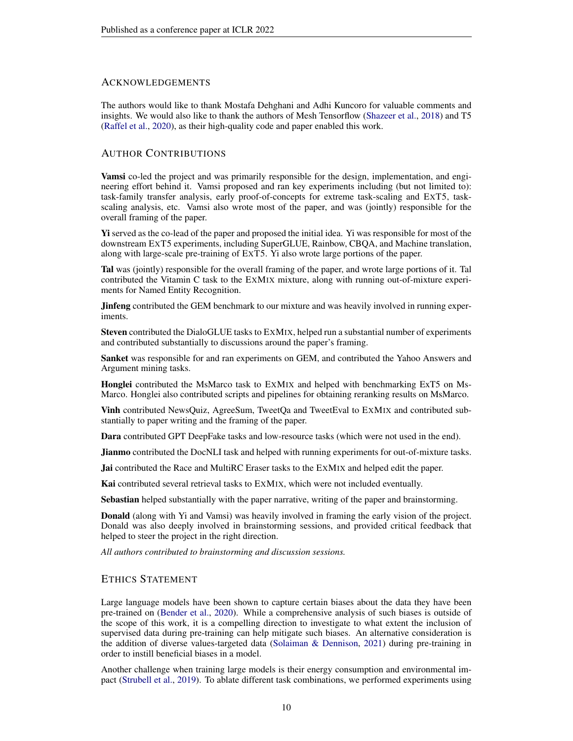## Acknowledgements

The authors would like to thank Mostafa Dehghani and Adhi Kuncoro for valuable comments and insights. We would also like to thank the authors of Mesh Tensorflow (Shazeer et al., 2018) and T5 (Raffel et al., 2020), as their high-quality code and paper enabled this work.

## Author Contributions

**Vamsi** co-led the project and was primarily responsible for the design, implementation, and engineering effort behind it. Vamsi proposed and ran key experiments including (but not limited to): task-family transfer analysis, early proof-of-concepts for extreme task-scaling and ExT5, task-scaling analysis, etc. Vamsi also wrote most of the paper, and was (jointly) responsible for the overall framing of the paper.

**Yi** served as the co-lead of the paper and proposed the initial idea. Yi was responsible for most of the downstream ExT5 experiments, including SuperGLUE, Rainbow, CBQA, and Machine translation, along with large-scale pre-training of ExT5. Yi also wrote large portions of the paper.

**Tal** was (jointly) responsible for the overall framing of the paper, and wrote large portions of it. Tal contributed the Vitamin C task to the ExMix mixture, along with running out-of-mixture experiments for Named Entity Recognition.

**Jinfeng** contributed the GEM benchmark to our mixture and was heavily involved in running experiments.

**Steven** contributed the DialoGLUE tasks to ExMix, helped run a substantial number of experiments and contributed substantially to discussions around the paper's framing.

**Sanket** was responsible for and ran experiments on GEM, and contributed the Yahoo Answers and Argument mining tasks.

**Honglei** contributed the MsMarco task to ExMix and helped with benchmarking ExT5 on MsMarco. Honglei also contributed scripts and pipelines for obtaining reranking results on MsMarco.

**Vinh** contributed NewsQuiz, AgreeSum, TweetQa and TweetEval to ExMix and contributed substantially to paper writing and the framing of the paper.

**Dara** contributed GPT DeepFake tasks and low-resource tasks (which were not used in the end).

**Jianmo** contributed the DocNLI task and helped with running experiments for out-of-mixture tasks.

**Jai** contributed the Race and MultiRC Eraser tasks to the ExMix and helped edit the paper.

**Kai** contributed several retrieval tasks to ExMix, which were not included eventually.

**Sebastian** helped substantially with the paper narrative, writing of the paper and brainstorming.

**Donald** (along with Yi and Vamsi) was heavily involved in framing the early vision of the project. Donald was also deeply involved in brainstorming sessions, and provided critical feedback that helped to steer the project in the right direction.

*All authors contributed to brainstorming and discussion sessions.*

## Ethics Statement

Large language models have been shown to capture certain biases about the data they have been pre-trained on (Bender et al., 2020). While a comprehensive analysis of such biases is outside of the scope of this work, it is a compelling direction to investigate to what extent the inclusion of supervised data during pre-training can help mitigate such biases. An alternative consideration is the addition of diverse values-targeted data (Solaiman & Dennison, 2021) during pre-training in order to instill beneficial biases in a model.

Another challenge when training large models is their energy consumption and environmental impact (Strubell et al., 2019). To ablate different task combinations, we performed experiments using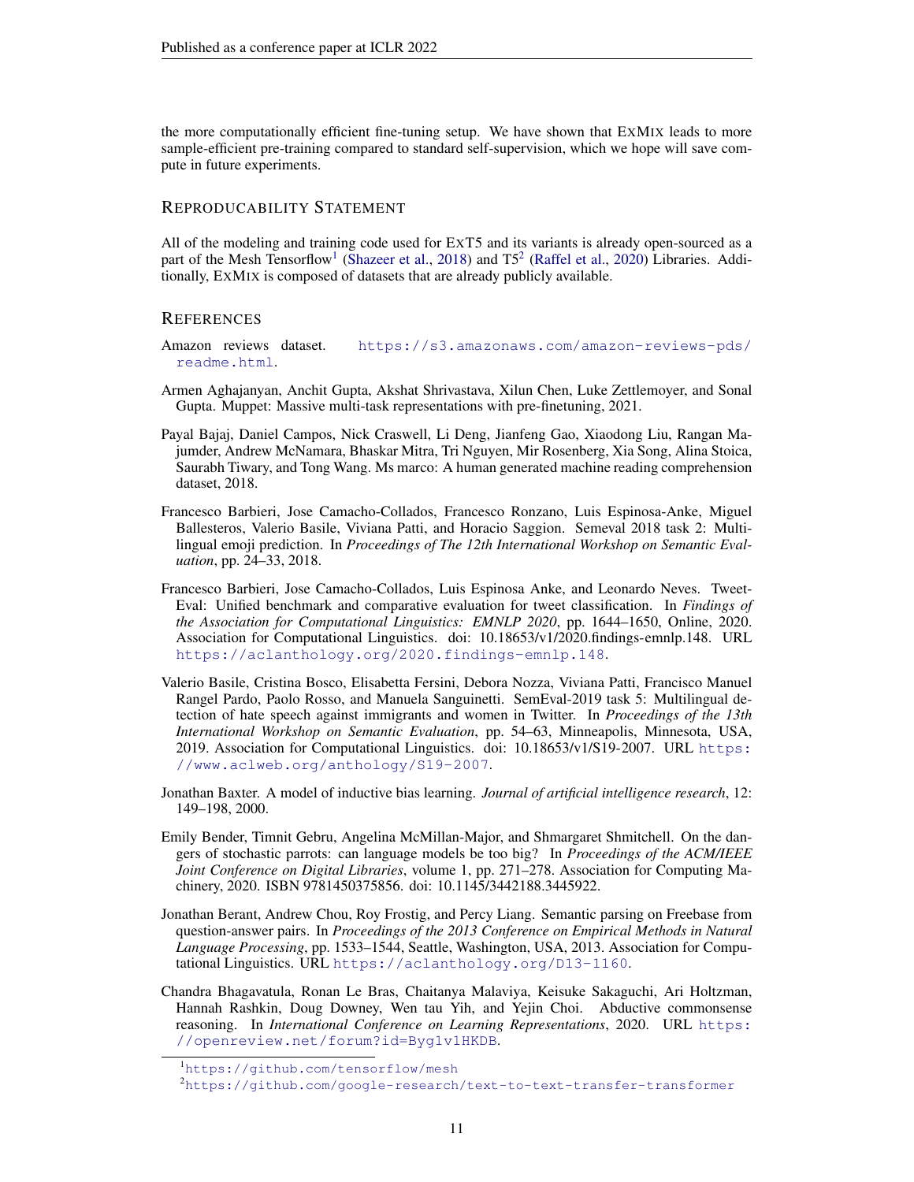the more computationally efficient fine-tuning setup. We have shown that ExMix leads to more sample-efficient pre-training compared to standard self-supervision, which we hope will save compute in future experiments.

## Reproducibility Statement

All of the modeling and training code used for ExT5 and its variants is already open-sourced as a part of the Mesh Tensorflow[1] (Shazeer et al., 2018) and T5[2] (Raffel et al., 2020) Libraries. Additionally, ExMix is composed of datasets that are already publicly available.

## References

Amazon reviews dataset. https://s3.amazonaws.com/amazon-reviews-pds/readme.html.

Armen Aghajanyan, Anchit Gupta, Akshat Shrivastava, Xilun Chen, Luke Zettlemoyer, and Sonal Gupta. Muppet: Massive multi-task representations with pre-finetuning, 2021.

Payal Bajaj, Daniel Campos, Nick Craswell, Li Deng, Jianfeng Gao, Xiaodong Liu, Rangan Majumder, Andrew McNamara, Bhaskar Mitra, Tri Nguyen, Mir Rosenberg, Xia Song, Alina Stoica, Saurabh Tiwary, and Tong Wang. Ms marco: A human generated machine reading comprehension dataset, 2018.

Francesco Barbieri, Jose Camacho-Collados, Francesco Ronzano, Luis Espinosa-Anke, Miguel Ballesteros, Valerio Basile, Viviana Patti, and Horacio Saggion. Semeval 2018 task 2: Multilingual emoji prediction. In *Proceedings of The 12th International Workshop on Semantic Evaluation*, pp. 24–33, 2018.

Francesco Barbieri, Jose Camacho-Collados, Luis Espinosa Anke, and Leonardo Neves. TweetEval: Unified benchmark and comparative evaluation for tweet classification. In *Findings of the Association for Computational Linguistics: EMNLP 2020*, pp. 1644–1650, Online, 2020. Association for Computational Linguistics. doi: 10.18653/v1/2020.findings-emnlp.148. URL https://aclanthology.org/2020.findings-emnlp.148.

Valerio Basile, Cristina Bosco, Elisabetta Fersini, Debora Nozza, Viviana Patti, Francisco Manuel Rangel Pardo, Paolo Rosso, and Manuela Sanguinetti. SemEval-2019 task 5: Multilingual detection of hate speech against immigrants and women in Twitter. In *Proceedings of the 13th International Workshop on Semantic Evaluation*, pp. 54–63, Minneapolis, Minnesota, USA, 2019. Association for Computational Linguistics. doi: 10.18653/v1/S19-2007. URL https://www.aclweb.org/anthology/S19-2007.

Jonathan Baxter. A model of inductive bias learning. *Journal of artificial intelligence research*, 12: 149–198, 2000.

Emily Bender, Timnit Gebru, Angelina McMillan-Major, and Shmargaret Shmitchell. On the dangers of stochastic parrots: can language models be too big? In *Proceedings of the ACM/IEEE Joint Conference on Digital Libraries*, volume 1, pp. 271–278. Association for Computing Machinery, 2020. ISBN 9781450375856. doi: 10.1145/3442188.3445922.

Jonathan Berant, Andrew Chou, Roy Frostig, and Percy Liang. Semantic parsing on Freebase from question-answer pairs. In *Proceedings of the 2013 Conference on Empirical Methods in Natural Language Processing*, pp. 1533–1544, Seattle, Washington, USA, 2013. Association for Computational Linguistics. URL https://aclanthology.org/D13-1160.

Chandra Bhagavatula, Ronan Le Bras, Chaitanya Malaviya, Keisuke Sakaguchi, Ari Holtzman, Hannah Rashkin, Doug Downey, Wen tau Yih, and Yejin Choi. Abductive commonsense reasoning. In *International Conference on Learning Representations*, 2020. URL https://openreview.net/forum?id=Byg1v1HKDB.

[1] https://github.com/tensorflow/mesh

[2] https://github.com/google-research/text-to-text-transfer-transformer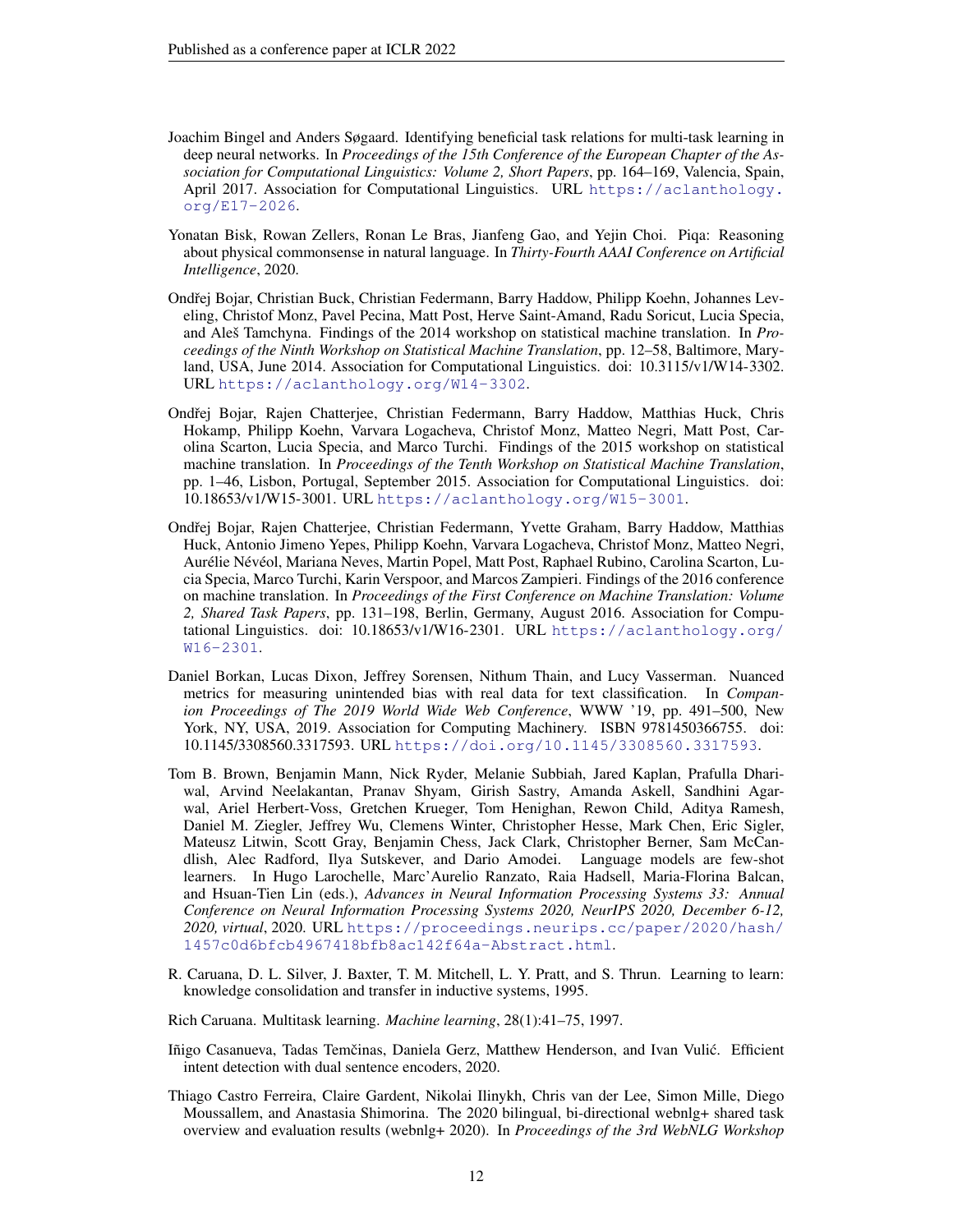Joachim Bingel and Anders Søgaard. Identifying beneficial task relations for multi-task learning in deep neural networks. In *Proceedings of the 15th Conference of the European Chapter of the Association for Computational Linguistics: Volume 2, Short Papers*, pp. 164–169, Valencia, Spain, April 2017. Association for Computational Linguistics. URL https://aclanthology.org/E17-2026.

Yonatan Bisk, Rowan Zellers, Ronan Le Bras, Jianfeng Gao, and Yejin Choi. Piqa: Reasoning about physical commonsense in natural language. In *Thirty-Fourth AAAI Conference on Artificial Intelligence*, 2020.

Ondřej Bojar, Christian Buck, Christian Federmann, Barry Haddow, Philipp Koehn, Johannes Leveling, Christof Monz, Pavel Pecina, Matt Post, Herve Saint-Amand, Radu Soricut, Lucia Specia, and Aleš Tamchyna. Findings of the 2014 workshop on statistical machine translation. In *Proceedings of the Ninth Workshop on Statistical Machine Translation*, pp. 12–58, Baltimore, Maryland, USA, June 2014. Association for Computational Linguistics. doi: 10.3115/v1/W14-3302. URL https://aclanthology.org/W14-3302.

Ondřej Bojar, Rajen Chatterjee, Christian Federmann, Barry Haddow, Matthias Huck, Chris Hokamp, Philipp Koehn, Varvara Logacheva, Christof Monz, Matteo Negri, Matt Post, Carolina Scarton, Lucia Specia, and Marco Turchi. Findings of the 2015 workshop on statistical machine translation. In *Proceedings of the Tenth Workshop on Statistical Machine Translation*, pp. 1–46, Lisbon, Portugal, September 2015. Association for Computational Linguistics. doi: 10.18653/v1/W15-3001. URL https://aclanthology.org/W15-3001.

Ondřej Bojar, Rajen Chatterjee, Christian Federmann, Yvette Graham, Barry Haddow, Matthias Huck, Antonio Jimeno Yepes, Philipp Koehn, Varvara Logacheva, Christof Monz, Matteo Negri, Aurélie Névéol, Mariana Neves, Martin Popel, Matt Post, Raphael Rubino, Carolina Scarton, Lucia Specia, Marco Turchi, Karin Verspoor, and Marcos Zampieri. Findings of the 2016 conference on machine translation. In *Proceedings of the First Conference on Machine Translation: Volume 2, Shared Task Papers*, pp. 131–198, Berlin, Germany, August 2016. Association for Computational Linguistics. doi: 10.18653/v1/W16-2301. URL https://aclanthology.org/W16-2301.

Daniel Borkan, Lucas Dixon, Jeffrey Sorensen, Nithum Thain, and Lucy Vasserman. Nuanced metrics for measuring unintended bias with real data for text classification. In *Companion Proceedings of The 2019 World Wide Web Conference*, WWW '19, pp. 491–500, New York, NY, USA, 2019. Association for Computing Machinery. ISBN 9781450366755. doi: 10.1145/3308560.3317593. URL https://doi.org/10.1145/3308560.3317593.

Tom B. Brown, Benjamin Mann, Nick Ryder, Melanie Subbiah, Jared Kaplan, Prafulla Dhariwal, Arvind Neelakantan, Pranav Shyam, Girish Sastry, Amanda Askell, Sandhini Agarwal, Ariel Herbert-Voss, Gretchen Krueger, Tom Henighan, Rewon Child, Aditya Ramesh, Daniel M. Ziegler, Jeffrey Wu, Clemens Winter, Christopher Hesse, Mark Chen, Eric Sigler, Mateusz Litwin, Scott Gray, Benjamin Chess, Jack Clark, Christopher Berner, Sam McCandlish, Alec Radford, Ilya Sutskever, and Dario Amodei. Language models are few-shot learners. In Hugo Larochelle, Marc'Aurelio Ranzato, Raia Hadsell, Maria-Florina Balcan, and Hsuan-Tien Lin (eds.), *Advances in Neural Information Processing Systems 33: Annual Conference on Neural Information Processing Systems 2020, NeurIPS 2020, December 6-12, 2020, virtual*, 2020. URL https://proceedings.neurips.cc/paper/2020/hash/1457c0d6bfcb4967418bfb8ac142f64a-Abstract.html.

R. Caruana, D. L. Silver, J. Baxter, T. M. Mitchell, L. Y. Pratt, and S. Thrun. Learning to learn: knowledge consolidation and transfer in inductive systems, 1995.

Rich Caruana. Multitask learning. *Machine learning*, 28(1):41–75, 1997.

Iñigo Casanueva, Tadas Temčinas, Daniela Gerz, Matthew Henderson, and Ivan Vulić. Efficient intent detection with dual sentence encoders, 2020.

Thiago Castro Ferreira, Claire Gardent, Nikolai Ilinykh, Chris van der Lee, Simon Mille, Diego Moussallem, and Anastasia Shimorina. The 2020 bilingual, bi-directional webnlg+ shared task overview and evaluation results (webnlg+ 2020). In *Proceedings of the 3rd WebNLG Workshop*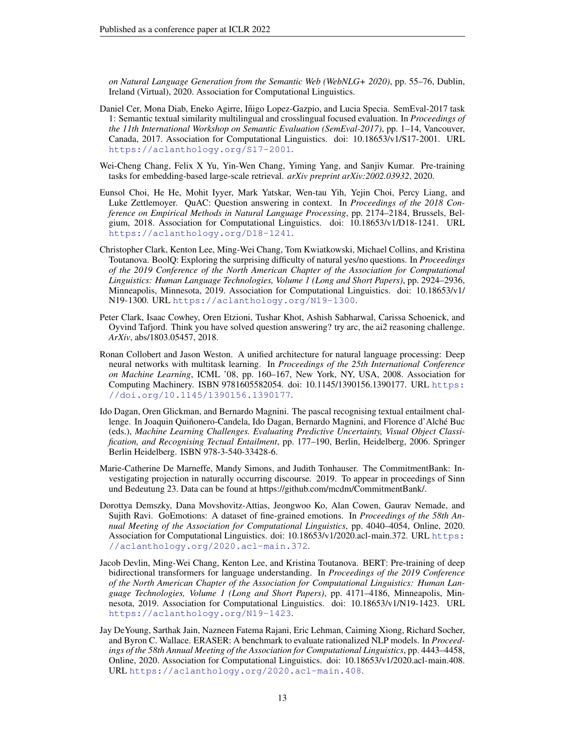*on Natural Language Generation from the Semantic Web (WebNLG+ 2020)*, pp. 55–76, Dublin, Ireland (Virtual), 2020. Association for Computational Linguistics.

Daniel Cer, Mona Diab, Eneko Agirre, Iñigo Lopez-Gazpio, and Lucia Specia. SemEval-2017 task 1: Semantic textual similarity multilingual and crosslingual focused evaluation. In *Proceedings of the 11th International Workshop on Semantic Evaluation (SemEval-2017)*, pp. 1–14, Vancouver, Canada, 2017. Association for Computational Linguistics. doi: 10.18653/v1/S17-2001. URL https://aclanthology.org/S17-2001.

Wei-Cheng Chang, Felix X Yu, Yin-Wen Chang, Yiming Yang, and Sanjiv Kumar. Pre-training tasks for embedding-based large-scale retrieval. *arXiv preprint arXiv:2002.03932*, 2020.

Eunsol Choi, He He, Mohit Iyyer, Mark Yatskar, Wen-tau Yih, Yejin Choi, Percy Liang, and Luke Zettlemoyer. QuAC: Question answering in context. In *Proceedings of the 2018 Conference on Empirical Methods in Natural Language Processing*, pp. 2174–2184, Brussels, Belgium, 2018. Association for Computational Linguistics. doi: 10.18653/v1/D18-1241. URL https://aclanthology.org/D18-1241.

Christopher Clark, Kenton Lee, Ming-Wei Chang, Tom Kwiatkowski, Michael Collins, and Kristina Toutanova. BoolQ: Exploring the surprising difficulty of natural yes/no questions. In *Proceedings of the 2019 Conference of the North American Chapter of the Association for Computational Linguistics: Human Language Technologies, Volume 1 (Long and Short Papers)*, pp. 2924–2936, Minneapolis, Minnesota, 2019. Association for Computational Linguistics. doi: 10.18653/v1/N19-1300. URL https://aclanthology.org/N19-1300.

Peter Clark, Isaac Cowhey, Oren Etzioni, Tushar Khot, Ashish Sabharwal, Carissa Schoenick, and Oyvind Tafjord. Think you have solved question answering? try arc, the ai2 reasoning challenge. *ArXiv*, abs/1803.05457, 2018.

Ronan Collobert and Jason Weston. A unified architecture for natural language processing: Deep neural networks with multitask learning. In *Proceedings of the 25th International Conference on Machine Learning*, ICML '08, pp. 160–167, New York, NY, USA, 2008. Association for Computing Machinery. ISBN 9781605582054. doi: 10.1145/1390156.1390177. URL https://doi.org/10.1145/1390156.1390177.

Ido Dagan, Oren Glickman, and Bernardo Magnini. The pascal recognising textual entailment challenge. In Joaquin Quiñonero-Candela, Ido Dagan, Bernardo Magnini, and Florence d'Alché Buc (eds.), *Machine Learning Challenges. Evaluating Predictive Uncertainty, Visual Object Classification, and Recognising Tectual Entailment*, pp. 177–190, Berlin, Heidelberg, 2006. Springer Berlin Heidelberg. ISBN 978-3-540-33428-6.

Marie-Catherine De Marneffe, Mandy Simons, and Judith Tonhauser. The CommitmentBank: Investigating projection in naturally occurring discourse. 2019. To appear in proceedings of Sinn und Bedeutung 23. Data can be found at https://github.com/mcdm/CommitmentBank/.

Dorottya Demszky, Dana Movshovitz-Attias, Jeongwoo Ko, Alan Cowen, Gaurav Nemade, and Sujith Ravi. GoEmotions: A dataset of fine-grained emotions. In *Proceedings of the 58th Annual Meeting of the Association for Computational Linguistics*, pp. 4040–4054, Online, 2020. Association for Computational Linguistics. doi: 10.18653/v1/2020.acl-main.372. URL https://aclanthology.org/2020.acl-main.372.

Jacob Devlin, Ming-Wei Chang, Kenton Lee, and Kristina Toutanova. BERT: Pre-training of deep bidirectional transformers for language understanding. In *Proceedings of the 2019 Conference of the North American Chapter of the Association for Computational Linguistics: Human Language Technologies, Volume 1 (Long and Short Papers)*, pp. 4171–4186, Minneapolis, Minnesota, 2019. Association for Computational Linguistics. doi: 10.18653/v1/N19-1423. URL https://aclanthology.org/N19-1423.

Jay DeYoung, Sarthak Jain, Nazneen Fatema Rajani, Eric Lehman, Caiming Xiong, Richard Socher, and Byron C. Wallace. ERASER: A benchmark to evaluate rationalized NLP models. In *Proceedings of the 58th Annual Meeting of the Association for Computational Linguistics*, pp. 4443–4458, Online, 2020. Association for Computational Linguistics. doi: 10.18653/v1/2020.acl-main.408. URL https://aclanthology.org/2020.acl-main.408.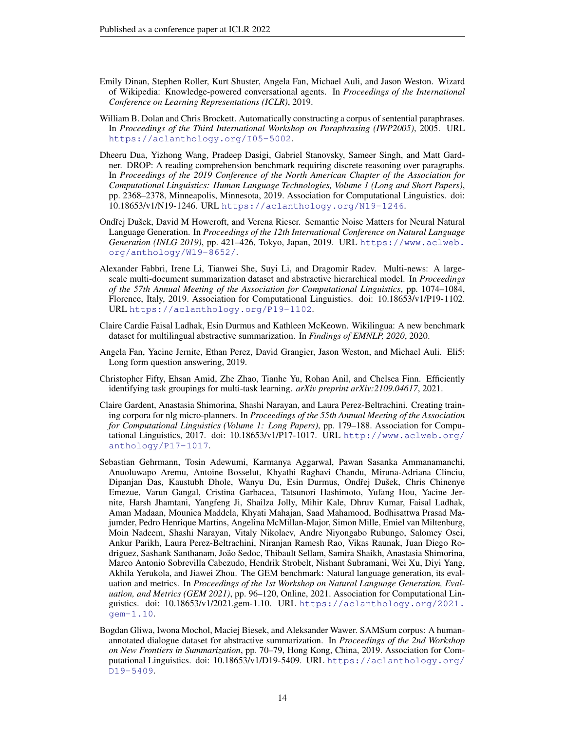Emily Dinan, Stephen Roller, Kurt Shuster, Angela Fan, Michael Auli, and Jason Weston. Wizard of Wikipedia: Knowledge-powered conversational agents. In *Proceedings of the International Conference on Learning Representations (ICLR)*, 2019.

William B. Dolan and Chris Brockett. Automatically constructing a corpus of sentential paraphrases. In *Proceedings of the Third International Workshop on Paraphrasing (IWP2005)*, 2005. URL https://aclanthology.org/I05-5002.

Dheeru Dua, Yizhong Wang, Pradeep Dasigi, Gabriel Stanovsky, Sameer Singh, and Matt Gardner. DROP: A reading comprehension benchmark requiring discrete reasoning over paragraphs. In *Proceedings of the 2019 Conference of the North American Chapter of the Association for Computational Linguistics: Human Language Technologies, Volume 1 (Long and Short Papers)*, pp. 2368–2378, Minneapolis, Minnesota, 2019. Association for Computational Linguistics. doi: 10.18653/v1/N19-1246. URL https://aclanthology.org/N19-1246.

Ondřej Dušek, David M Howcroft, and Verena Rieser. Semantic Noise Matters for Neural Natural Language Generation. In *Proceedings of the 12th International Conference on Natural Language Generation (INLG 2019)*, pp. 421–426, Tokyo, Japan, 2019. URL https://www.aclweb.org/anthology/W19-8652/.

Alexander Fabbri, Irene Li, Tianwei She, Suyi Li, and Dragomir Radev. Multi-news: A large-scale multi-document summarization dataset and abstractive hierarchical model. In *Proceedings of the 57th Annual Meeting of the Association for Computational Linguistics*, pp. 1074–1084, Florence, Italy, 2019. Association for Computational Linguistics. doi: 10.18653/v1/P19-1102. URL https://aclanthology.org/P19-1102.

Claire Cardie Faisal Ladhak, Esin Durmus and Kathleen McKeown. Wikilingua: A new benchmark dataset for multilingual abstractive summarization. In *Findings of EMNLP, 2020*, 2020.

Angela Fan, Yacine Jernite, Ethan Perez, David Grangier, Jason Weston, and Michael Auli. Eli5: Long form question answering, 2019.

Christopher Fifty, Ehsan Amid, Zhe Zhao, Tianhe Yu, Rohan Anil, and Chelsea Finn. Efficiently identifying task groupings for multi-task learning. *arXiv preprint arXiv:2109.04617*, 2021.

Claire Gardent, Anastasia Shimorina, Shashi Narayan, and Laura Perez-Beltrachini. Creating training corpora for nlg micro-planners. In *Proceedings of the 55th Annual Meeting of the Association for Computational Linguistics (Volume 1: Long Papers)*, pp. 179–188. Association for Computational Linguistics, 2017. doi: 10.18653/v1/P17-1017. URL http://www.aclweb.org/anthology/P17-1017.

Sebastian Gehrmann, Tosin Adewumi, Karmanya Aggarwal, Pawan Sasanka Ammanamanchi, Anuoluwapo Aremu, Antoine Bosselut, Khyathi Raghavi Chandu, Miruna-Adriana Clinciu, Dipanjan Das, Kaustubh Dhole, Wanyu Du, Esin Durmus, Ondřej Dušek, Chris Chinenye Emezue, Varun Gangal, Cristina Garbacea, Tatsunori Hashimoto, Yufang Hou, Yacine Jernite, Harsh Jhamtani, Yangfeng Ji, Shailza Jolly, Mihir Kale, Dhruv Kumar, Faisal Ladhak, Aman Madaan, Mounica Maddela, Khyati Mahajan, Saad Mahamood, Bodhisattwa Prasad Majumder, Pedro Henrique Martins, Angelina McMillan-Major, Simon Mille, Emiel van Miltenburg, Moin Nadeem, Shashi Narayan, Vitaly Nikolaev, Andre Niyongabo Rubungo, Salomey Osei, Ankur Parikh, Laura Perez-Beltrachini, Niranjan Ramesh Rao, Vikas Raunak, Juan Diego Rodriguez, Sashank Santhanam, João Sedoc, Thibault Sellam, Samira Shaikh, Anastasia Shimorina, Marco Antonio Sobrevilla Cabezudo, Hendrik Strobelt, Nishant Subramani, Wei Xu, Diyi Yang, Akhila Yerukola, and Jiawei Zhou. The GEM benchmark: Natural language generation, its evaluation and metrics. In *Proceedings of the 1st Workshop on Natural Language Generation, Evaluation, and Metrics (GEM 2021)*, pp. 96–120, Online, 2021. Association for Computational Linguistics. doi: 10.18653/v1/2021.gem-1.10. URL https://aclanthology.org/2021.gem-1.10.

Bogdan Gliwa, Iwona Mochol, Maciej Biesek, and Aleksander Wawer. SAMSum corpus: A human-annotated dialogue dataset for abstractive summarization. In *Proceedings of the 2nd Workshop on New Frontiers in Summarization*, pp. 70–79, Hong Kong, China, 2019. Association for Computational Linguistics. doi: 10.18653/v1/D19-5409. URL https://aclanthology.org/D19-5409.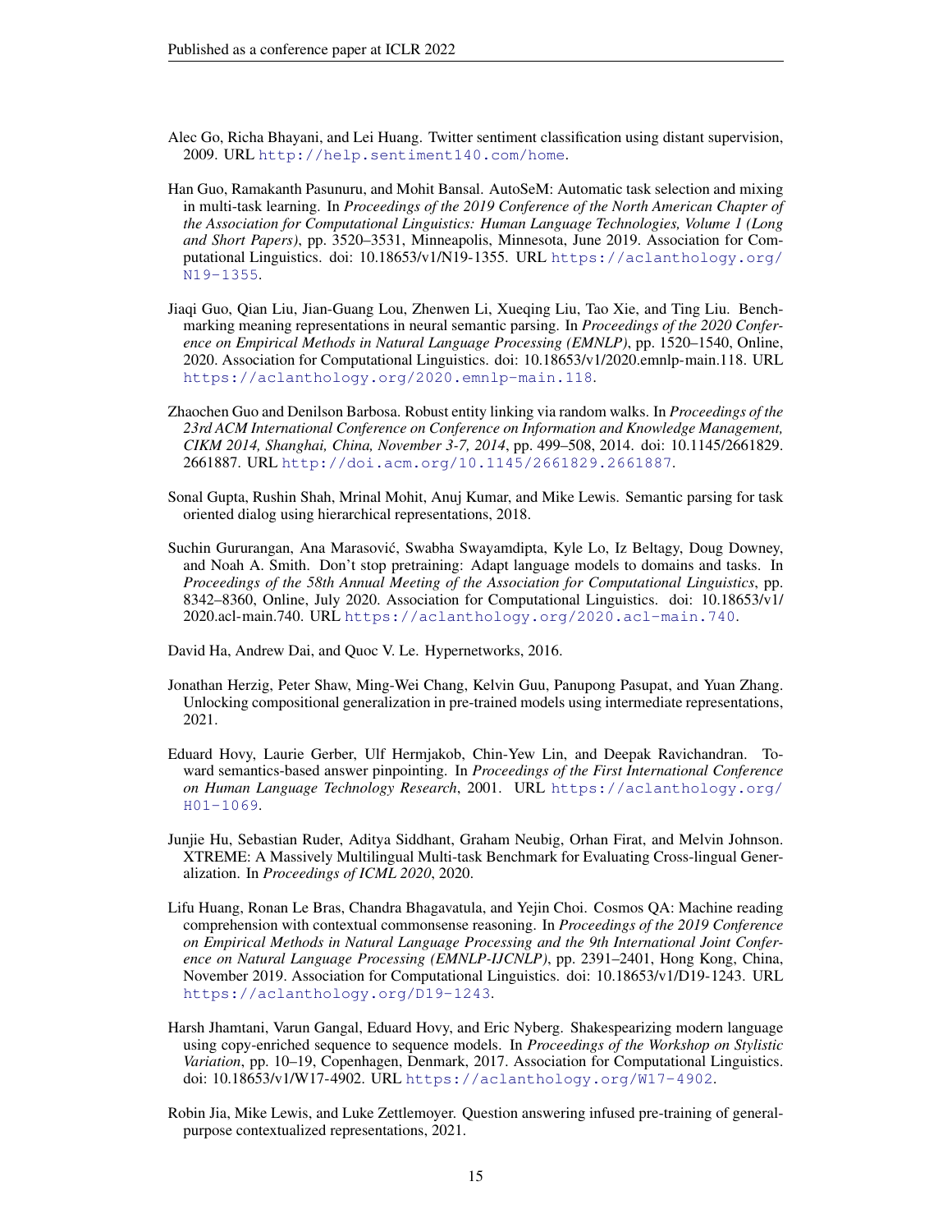Alec Go, Richa Bhayani, and Lei Huang. Twitter sentiment classification using distant supervision, 2009. URL http://help.sentiment140.com/home.

Han Guo, Ramakanth Pasunuru, and Mohit Bansal. AutoSeM: Automatic task selection and mixing in multi-task learning. In *Proceedings of the 2019 Conference of the North American Chapter of the Association for Computational Linguistics: Human Language Technologies, Volume 1 (Long and Short Papers)*, pp. 3520–3531, Minneapolis, Minnesota, June 2019. Association for Computational Linguistics. doi: 10.18653/v1/N19-1355. URL https://aclanthology.org/N19-1355.

Jiaqi Guo, Qian Liu, Jian-Guang Lou, Zhenwen Li, Xueqing Liu, Tao Xie, and Ting Liu. Benchmarking meaning representations in neural semantic parsing. In *Proceedings of the 2020 Conference on Empirical Methods in Natural Language Processing (EMNLP)*, pp. 1520–1540, Online, 2020. Association for Computational Linguistics. doi: 10.18653/v1/2020.emnlp-main.118. URL https://aclanthology.org/2020.emnlp-main.118.

Zhaochen Guo and Denilson Barbosa. Robust entity linking via random walks. In *Proceedings of the 23rd ACM International Conference on Conference on Information and Knowledge Management, CIKM 2014, Shanghai, China, November 3-7, 2014*, pp. 499–508, 2014. doi: 10.1145/2661829.2661887. URL http://doi.acm.org/10.1145/2661829.2661887.

Sonal Gupta, Rushin Shah, Mrinal Mohit, Anuj Kumar, and Mike Lewis. Semantic parsing for task oriented dialog using hierarchical representations, 2018.

Suchin Gururangan, Ana Marasović, Swabha Swayamdipta, Kyle Lo, Iz Beltagy, Doug Downey, and Noah A. Smith. Don't stop pretraining: Adapt language models to domains and tasks. In *Proceedings of the 58th Annual Meeting of the Association for Computational Linguistics*, pp. 8342–8360, Online, July 2020. Association for Computational Linguistics. doi: 10.18653/v1/2020.acl-main.740. URL https://aclanthology.org/2020.acl-main.740.

David Ha, Andrew Dai, and Quoc V. Le. Hypernetworks, 2016.

Jonathan Herzig, Peter Shaw, Ming-Wei Chang, Kelvin Guu, Panupong Pasupat, and Yuan Zhang. Unlocking compositional generalization in pre-trained models using intermediate representations, 2021.

Eduard Hovy, Laurie Gerber, Ulf Hermjakob, Chin-Yew Lin, and Deepak Ravichandran. Toward semantics-based answer pinpointing. In *Proceedings of the First International Conference on Human Language Technology Research*, 2001. URL https://aclanthology.org/H01-1069.

Junjie Hu, Sebastian Ruder, Aditya Siddhant, Graham Neubig, Orhan Firat, and Melvin Johnson. XTREME: A Massively Multilingual Multi-task Benchmark for Evaluating Cross-lingual Generalization. In *Proceedings of ICML 2020*, 2020.

Lifu Huang, Ronan Le Bras, Chandra Bhagavatula, and Yejin Choi. Cosmos QA: Machine reading comprehension with contextual commonsense reasoning. In *Proceedings of the 2019 Conference on Empirical Methods in Natural Language Processing and the 9th International Joint Conference on Natural Language Processing (EMNLP-IJCNLP)*, pp. 2391–2401, Hong Kong, China, November 2019. Association for Computational Linguistics. doi: 10.18653/v1/D19-1243. URL https://aclanthology.org/D19-1243.

Harsh Jhamtani, Varun Gangal, Eduard Hovy, and Eric Nyberg. Shakespearizing modern language using copy-enriched sequence to sequence models. In *Proceedings of the Workshop on Stylistic Variation*, pp. 10–19, Copenhagen, Denmark, 2017. Association for Computational Linguistics. doi: 10.18653/v1/W17-4902. URL https://aclanthology.org/W17-4902.

Robin Jia, Mike Lewis, and Luke Zettlemoyer. Question answering infused pre-training of general-purpose contextualized representations, 2021.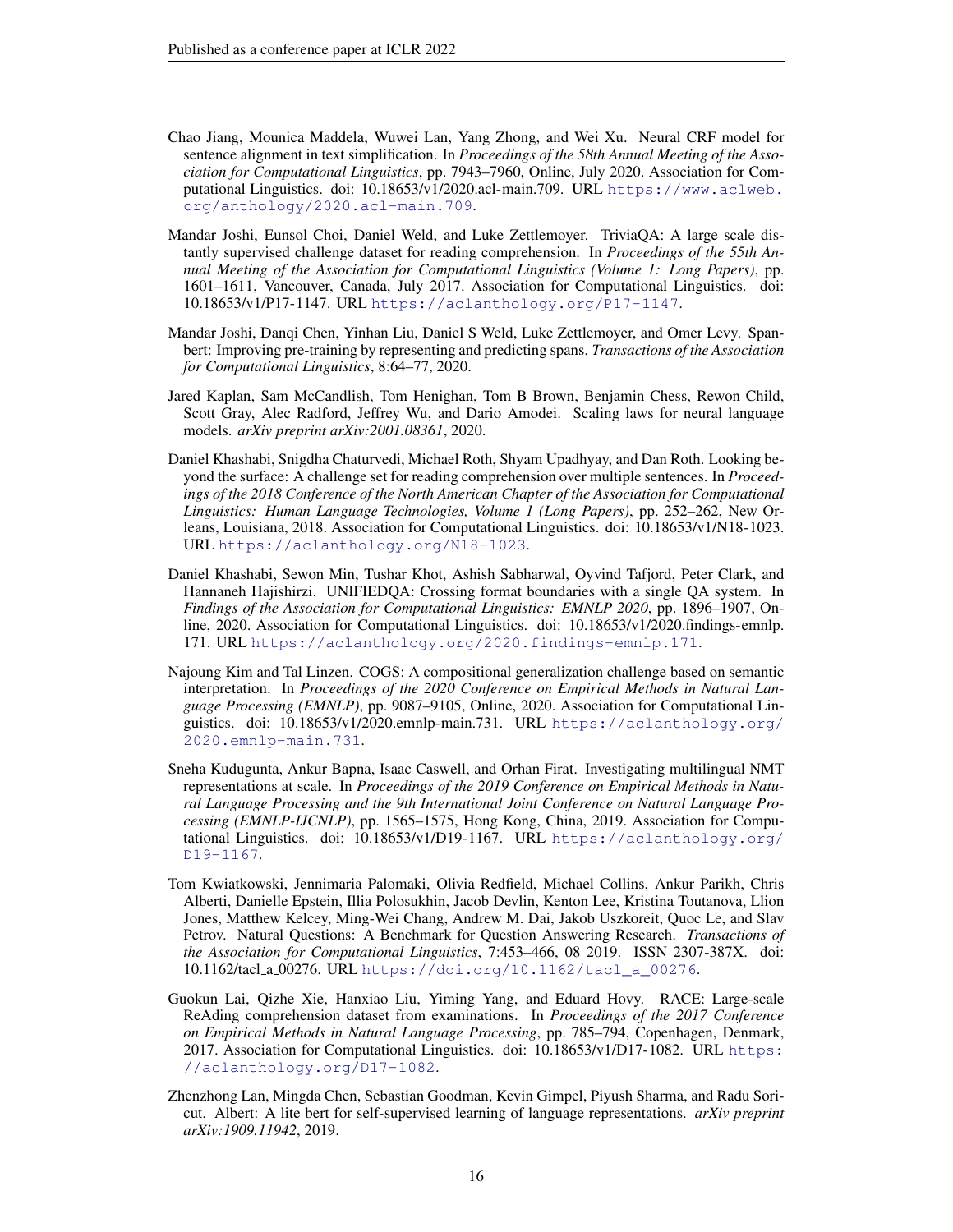Chao Jiang, Mounica Maddela, Wuwei Lan, Yang Zhong, and Wei Xu. Neural CRF model for sentence alignment in text simplification. In *Proceedings of the 58th Annual Meeting of the Association for Computational Linguistics*, pp. 7943–7960, Online, July 2020. Association for Computational Linguistics. doi: 10.18653/v1/2020.acl-main.709. URL https://www.aclweb.org/anthology/2020.acl-main.709.

Mandar Joshi, Eunsol Choi, Daniel Weld, and Luke Zettlemoyer. TriviaQA: A large scale distantly supervised challenge dataset for reading comprehension. In *Proceedings of the 55th Annual Meeting of the Association for Computational Linguistics (Volume 1: Long Papers)*, pp. 1601–1611, Vancouver, Canada, July 2017. Association for Computational Linguistics. doi: 10.18653/v1/P17-1147. URL https://aclanthology.org/P17-1147.

Mandar Joshi, Danqi Chen, Yinhan Liu, Daniel S Weld, Luke Zettlemoyer, and Omer Levy. Spanbert: Improving pre-training by representing and predicting spans. *Transactions of the Association for Computational Linguistics*, 8:64–77, 2020.

Jared Kaplan, Sam McCandlish, Tom Henighan, Tom B Brown, Benjamin Chess, Rewon Child, Scott Gray, Alec Radford, Jeffrey Wu, and Dario Amodei. Scaling laws for neural language models. *arXiv preprint arXiv:2001.08361*, 2020.

Daniel Khashabi, Snigdha Chaturvedi, Michael Roth, Shyam Upadhyay, and Dan Roth. Looking beyond the surface: A challenge set for reading comprehension over multiple sentences. In *Proceedings of the 2018 Conference of the North American Chapter of the Association for Computational Linguistics: Human Language Technologies, Volume 1 (Long Papers)*, pp. 252–262, New Orleans, Louisiana, 2018. Association for Computational Linguistics. doi: 10.18653/v1/N18-1023. URL https://aclanthology.org/N18-1023.

Daniel Khashabi, Sewon Min, Tushar Khot, Ashish Sabharwal, Oyvind Tafjord, Peter Clark, and Hannaneh Hajishirzi. UNIFIEDQA: Crossing format boundaries with a single QA system. In *Findings of the Association for Computational Linguistics: EMNLP 2020*, pp. 1896–1907, Online, 2020. Association for Computational Linguistics. doi: 10.18653/v1/2020.findings-emnlp.171. URL https://aclanthology.org/2020.findings-emnlp.171.

Najoung Kim and Tal Linzen. COGS: A compositional generalization challenge based on semantic interpretation. In *Proceedings of the 2020 Conference on Empirical Methods in Natural Language Processing (EMNLP)*, pp. 9087–9105, Online, 2020. Association for Computational Linguistics. doi: 10.18653/v1/2020.emnlp-main.731. URL https://aclanthology.org/2020.emnlp-main.731.

Sneha Kudugunta, Ankur Bapna, Isaac Caswell, and Orhan Firat. Investigating multilingual NMT representations at scale. In *Proceedings of the 2019 Conference on Empirical Methods in Natural Language Processing and the 9th International Joint Conference on Natural Language Processing (EMNLP-IJCNLP)*, pp. 1565–1575, Hong Kong, China, 2019. Association for Computational Linguistics. doi: 10.18653/v1/D19-1167. URL https://aclanthology.org/D19-1167.

Tom Kwiatkowski, Jennimaria Palomaki, Olivia Redfield, Michael Collins, Ankur Parikh, Chris Alberti, Danielle Epstein, Illia Polosukhin, Jacob Devlin, Kenton Lee, Kristina Toutanova, Llion Jones, Matthew Kelcey, Ming-Wei Chang, Andrew M. Dai, Jakob Uszkoreit, Quoc Le, and Slav Petrov. Natural Questions: A Benchmark for Question Answering Research. *Transactions of the Association for Computational Linguistics*, 7:453–466, 08 2019. ISSN 2307-387X. doi: 10.1162/tacl_a_00276. URL https://doi.org/10.1162/tacl_a_00276.

Guokun Lai, Qizhe Xie, Hanxiao Liu, Yiming Yang, and Eduard Hovy. RACE: Large-scale ReAding comprehension dataset from examinations. In *Proceedings of the 2017 Conference on Empirical Methods in Natural Language Processing*, pp. 785–794, Copenhagen, Denmark, 2017. Association for Computational Linguistics. doi: 10.18653/v1/D17-1082. URL https://aclanthology.org/D17-1082.

Zhenzhong Lan, Mingda Chen, Sebastian Goodman, Kevin Gimpel, Piyush Sharma, and Radu Soricut. Albert: A lite bert for self-supervised learning of language representations. *arXiv preprint arXiv:1909.11942*, 2019.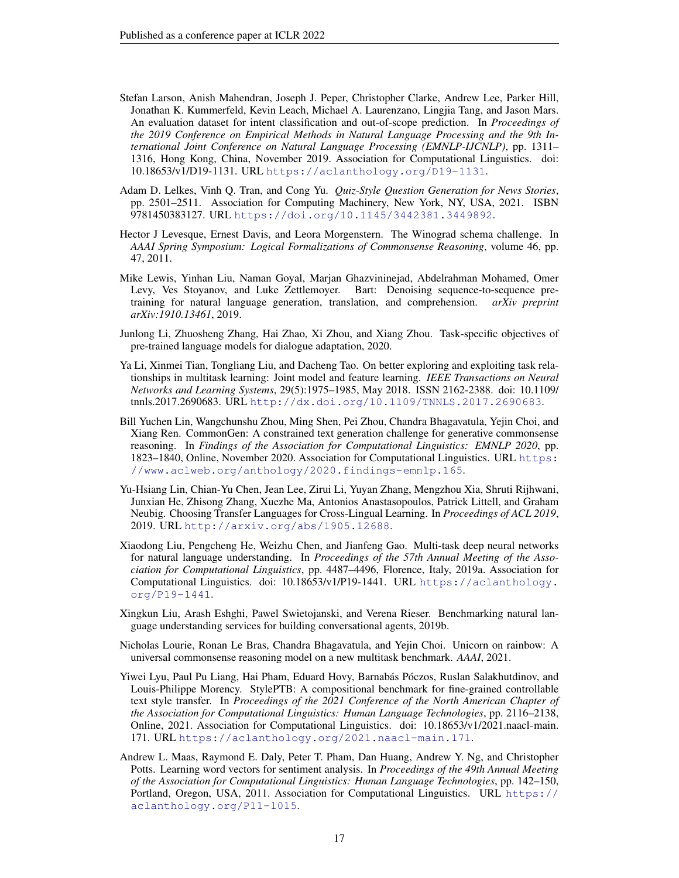Stefan Larson, Anish Mahendran, Joseph J. Peper, Christopher Clarke, Andrew Lee, Parker Hill, Jonathan K. Kummerfeld, Kevin Leach, Michael A. Laurenzano, Lingjia Tang, and Jason Mars. An evaluation dataset for intent classification and out-of-scope prediction. In *Proceedings of the 2019 Conference on Empirical Methods in Natural Language Processing and the 9th International Joint Conference on Natural Language Processing (EMNLP-IJCNLP)*, pp. 1311–1316, Hong Kong, China, November 2019. Association for Computational Linguistics. doi: 10.18653/v1/D19-1131. URL https://aclanthology.org/D19-1131.

Adam D. Lelkes, Vinh Q. Tran, and Cong Yu. *Quiz-Style Question Generation for News Stories*, pp. 2501–2511. Association for Computing Machinery, New York, NY, USA, 2021. ISBN 9781450383127. URL https://doi.org/10.1145/3442381.3449892.

Hector J Levesque, Ernest Davis, and Leora Morgenstern. The Winograd schema challenge. In *AAAI Spring Symposium: Logical Formalizations of Commonsense Reasoning*, volume 46, pp. 47, 2011.

Mike Lewis, Yinhan Liu, Naman Goyal, Marjan Ghazvininejad, Abdelrahman Mohamed, Omer Levy, Ves Stoyanov, and Luke Zettlemoyer. Bart: Denoising sequence-to-sequence pre-training for natural language generation, translation, and comprehension. *arXiv preprint arXiv:1910.13461*, 2019.

Junlong Li, Zhuosheng Zhang, Hai Zhao, Xi Zhou, and Xiang Zhou. Task-specific objectives of pre-trained language models for dialogue adaptation, 2020.

Ya Li, Xinmei Tian, Tongliang Liu, and Dacheng Tao. On better exploring and exploiting task relationships in multitask learning: Joint model and feature learning. *IEEE Transactions on Neural Networks and Learning Systems*, 29(5):1975–1985, May 2018. ISSN 2162-2388. doi: 10.1109/tnnls.2017.2690683. URL http://dx.doi.org/10.1109/TNNLS.2017.2690683.

Bill Yuchen Lin, Wangchunshu Zhou, Ming Shen, Pei Zhou, Chandra Bhagavatula, Yejin Choi, and Xiang Ren. CommonGen: A constrained text generation challenge for generative commonsense reasoning. In *Findings of the Association for Computational Linguistics: EMNLP 2020*, pp. 1823–1840, Online, November 2020. Association for Computational Linguistics. URL https://www.aclweb.org/anthology/2020.findings-emnlp.165.

Yu-Hsiang Lin, Chian-Yu Chen, Jean Lee, Zirui Li, Yuyan Zhang, Mengzhou Xia, Shruti Rijhwani, Junxian He, Zhisong Zhang, Xuezhe Ma, Antonios Anastasopoulos, Patrick Littell, and Graham Neubig. Choosing Transfer Languages for Cross-Lingual Learning. In *Proceedings of ACL 2019*, 2019. URL http://arxiv.org/abs/1905.12688.

Xiaodong Liu, Pengcheng He, Weizhu Chen, and Jianfeng Gao. Multi-task deep neural networks for natural language understanding. In *Proceedings of the 57th Annual Meeting of the Association for Computational Linguistics*, pp. 4487–4496, Florence, Italy, 2019a. Association for Computational Linguistics. doi: 10.18653/v1/P19-1441. URL https://aclanthology.org/P19-1441.

Xingkun Liu, Arash Eshghi, Pawel Swietojanski, and Verena Rieser. Benchmarking natural language understanding services for building conversational agents, 2019b.

Nicholas Lourie, Ronan Le Bras, Chandra Bhagavatula, and Yejin Choi. Unicorn on rainbow: A universal commonsense reasoning model on a new multitask benchmark. *AAAI*, 2021.

Yiwei Lyu, Paul Pu Liang, Hai Pham, Eduard Hovy, Barnabás Póczos, Ruslan Salakhutdinov, and Louis-Philippe Morency. StylePTB: A compositional benchmark for fine-grained controllable text style transfer. In *Proceedings of the 2021 Conference of the North American Chapter of the Association for Computational Linguistics: Human Language Technologies*, pp. 2116–2138, Online, 2021. Association for Computational Linguistics. doi: 10.18653/v1/2021.naacl-main.171. URL https://aclanthology.org/2021.naacl-main.171.

Andrew L. Maas, Raymond E. Daly, Peter T. Pham, Dan Huang, Andrew Y. Ng, and Christopher Potts. Learning word vectors for sentiment analysis. In *Proceedings of the 49th Annual Meeting of the Association for Computational Linguistics: Human Language Technologies*, pp. 142–150, Portland, Oregon, USA, 2011. Association for Computational Linguistics. URL https://aclanthology.org/P11-1015.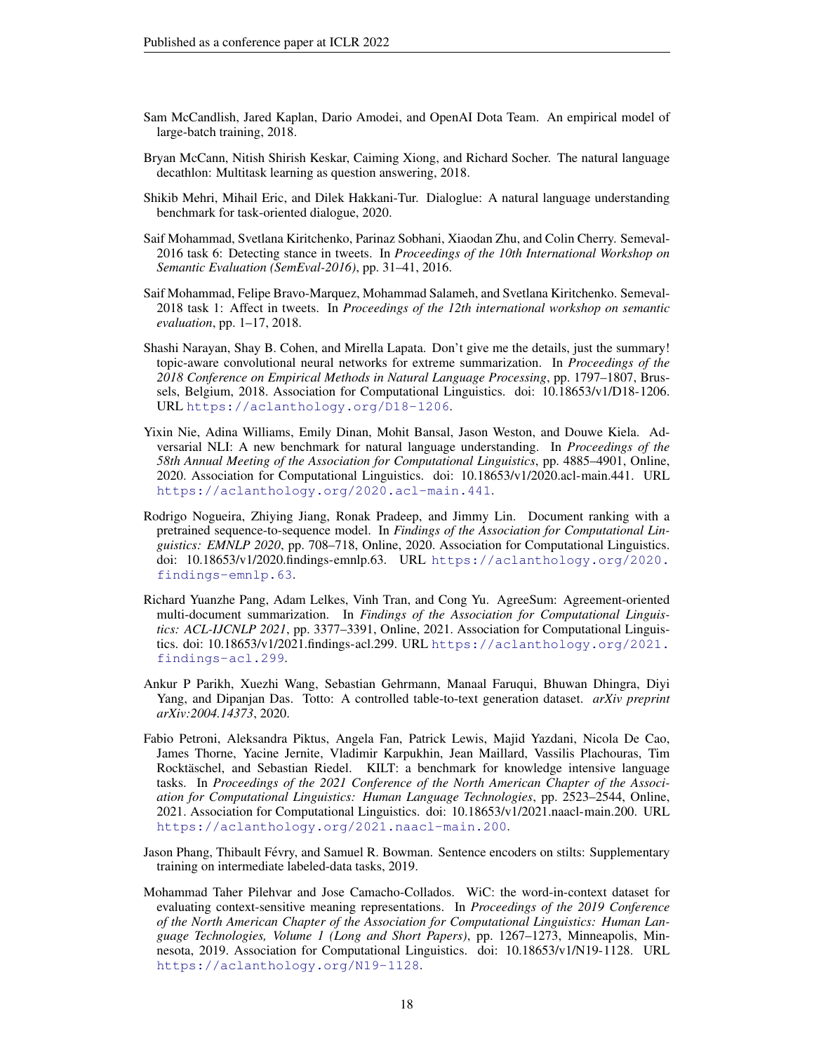Sam McCandlish, Jared Kaplan, Dario Amodei, and OpenAI Dota Team. An empirical model of large-batch training, 2018.

Bryan McCann, Nitish Shirish Keskar, Caiming Xiong, and Richard Socher. The natural language decathlon: Multitask learning as question answering, 2018.

Shikib Mehri, Mihail Eric, and Dilek Hakkani-Tur. Dialoglue: A natural language understanding benchmark for task-oriented dialogue, 2020.

Saif Mohammad, Svetlana Kiritchenko, Parinaz Sobhani, Xiaodan Zhu, and Colin Cherry. Semeval-2016 task 6: Detecting stance in tweets. In *Proceedings of the 10th International Workshop on Semantic Evaluation (SemEval-2016)*, pp. 31–41, 2016.

Saif Mohammad, Felipe Bravo-Marquez, Mohammad Salameh, and Svetlana Kiritchenko. Semeval-2018 task 1: Affect in tweets. In *Proceedings of the 12th international workshop on semantic evaluation*, pp. 1–17, 2018.

Shashi Narayan, Shay B. Cohen, and Mirella Lapata. Don't give me the details, just the summary! topic-aware convolutional neural networks for extreme summarization. In *Proceedings of the 2018 Conference on Empirical Methods in Natural Language Processing*, pp. 1797–1807, Brussels, Belgium, 2018. Association for Computational Linguistics. doi: 10.18653/v1/D18-1206. URL https://aclanthology.org/D18-1206.

Yixin Nie, Adina Williams, Emily Dinan, Mohit Bansal, Jason Weston, and Douwe Kiela. Adversarial NLI: A new benchmark for natural language understanding. In *Proceedings of the 58th Annual Meeting of the Association for Computational Linguistics*, pp. 4885–4901, Online, 2020. Association for Computational Linguistics. doi: 10.18653/v1/2020.acl-main.441. URL https://aclanthology.org/2020.acl-main.441.

Rodrigo Nogueira, Zhiying Jiang, Ronak Pradeep, and Jimmy Lin. Document ranking with a pretrained sequence-to-sequence model. In *Findings of the Association for Computational Linguistics: EMNLP 2020*, pp. 708–718, Online, 2020. Association for Computational Linguistics. doi: 10.18653/v1/2020.findings-emnlp.63. URL https://aclanthology.org/2020.findings-emnlp.63.

Richard Yuanzhe Pang, Adam Lelkes, Vinh Tran, and Cong Yu. AgreeSum: Agreement-oriented multi-document summarization. In *Findings of the Association for Computational Linguistics: ACL-IJCNLP 2021*, pp. 3377–3391, Online, 2021. Association for Computational Linguistics. doi: 10.18653/v1/2021.findings-acl.299. URL https://aclanthology.org/2021.findings-acl.299.

Ankur P Parikh, Xuezhi Wang, Sebastian Gehrmann, Manaal Faruqui, Bhuwan Dhingra, Diyi Yang, and Dipanjan Das. Totto: A controlled table-to-text generation dataset. *arXiv preprint arXiv:2004.14373*, 2020.

Fabio Petroni, Aleksandra Piktus, Angela Fan, Patrick Lewis, Majid Yazdani, Nicola De Cao, James Thorne, Yacine Jernite, Vladimir Karpukhin, Jean Maillard, Vassilis Plachouras, Tim Rocktäschel, and Sebastian Riedel. KILT: a benchmark for knowledge intensive language tasks. In *Proceedings of the 2021 Conference of the North American Chapter of the Association for Computational Linguistics: Human Language Technologies*, pp. 2523–2544, Online, 2021. Association for Computational Linguistics. doi: 10.18653/v1/2021.naacl-main.200. URL https://aclanthology.org/2021.naacl-main.200.

Jason Phang, Thibault Févry, and Samuel R. Bowman. Sentence encoders on stilts: Supplementary training on intermediate labeled-data tasks, 2019.

Mohammad Taher Pilehvar and Jose Camacho-Collados. WiC: the word-in-context dataset for evaluating context-sensitive meaning representations. In *Proceedings of the 2019 Conference of the North American Chapter of the Association for Computational Linguistics: Human Language Technologies, Volume 1 (Long and Short Papers)*, pp. 1267–1273, Minneapolis, Minnesota, 2019. Association for Computational Linguistics. doi: 10.18653/v1/N19-1128. URL https://aclanthology.org/N19-1128.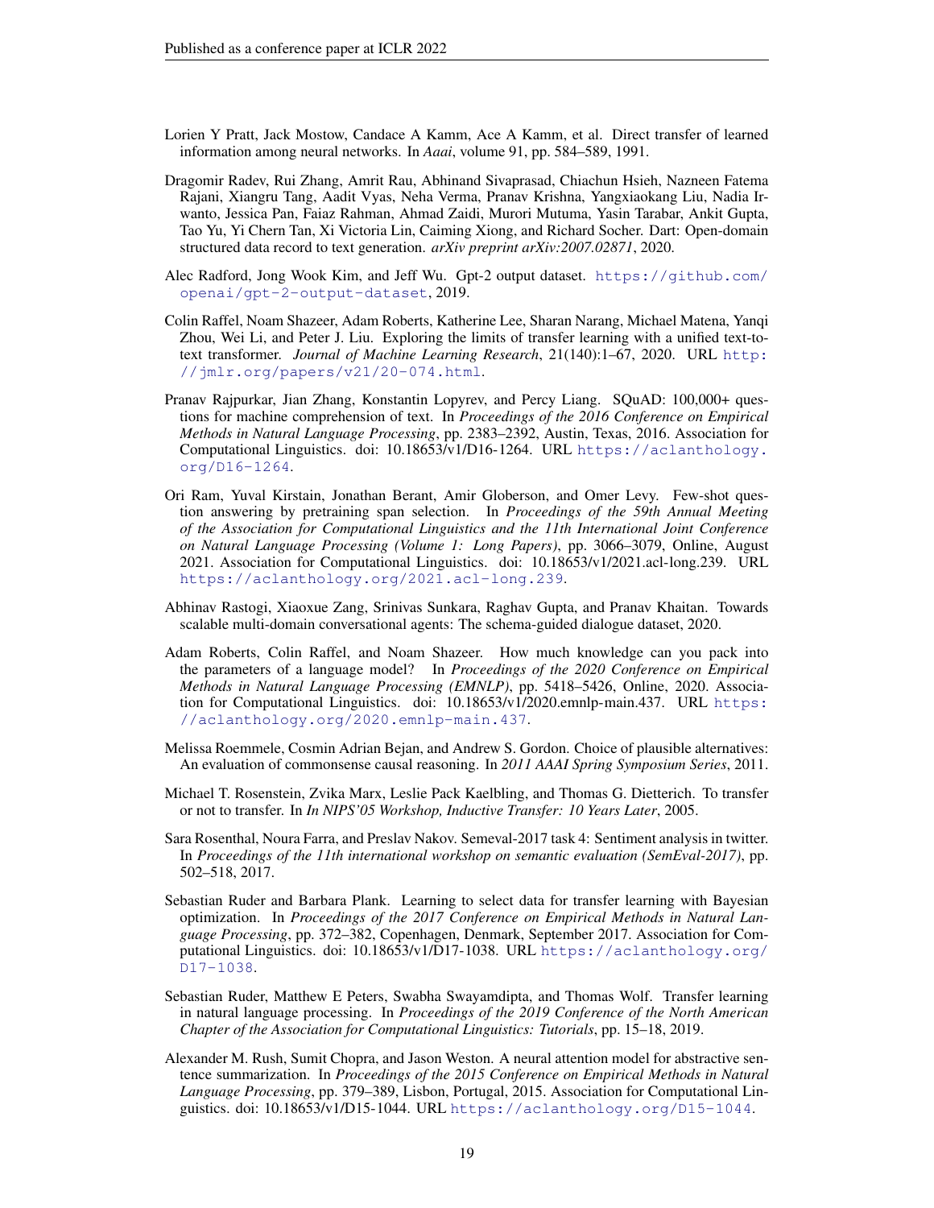Lorien Y Pratt, Jack Mostow, Candace A Kamm, Ace A Kamm, et al. Direct transfer of learned information among neural networks. In *Aaai*, volume 91, pp. 584–589, 1991.

Dragomir Radev, Rui Zhang, Amrit Rau, Abhinand Sivaprasad, Chiachun Hsieh, Nazneen Fatema Rajani, Xiangru Tang, Aadit Vyas, Neha Verma, Pranav Krishna, Yangxiaokang Liu, Nadia Irwanto, Jessica Pan, Faiaz Rahman, Ahmad Zaidi, Murori Mutuma, Yasin Tarabar, Ankit Gupta, Tao Yu, Yi Chern Tan, Xi Victoria Lin, Caiming Xiong, and Richard Socher. Dart: Open-domain structured data record to text generation. *arXiv preprint arXiv:2007.02871*, 2020.

Alec Radford, Jong Wook Kim, and Jeff Wu. Gpt-2 output dataset. https://github.com/openai/gpt-2-output-dataset, 2019.

Colin Raffel, Noam Shazeer, Adam Roberts, Katherine Lee, Sharan Narang, Michael Matena, Yanqi Zhou, Wei Li, and Peter J. Liu. Exploring the limits of transfer learning with a unified text-to-text transformer. *Journal of Machine Learning Research*, 21(140):1–67, 2020. URL http://jmlr.org/papers/v21/20-074.html.

Pranav Rajpurkar, Jian Zhang, Konstantin Lopyrev, and Percy Liang. SQuAD: 100,000+ questions for machine comprehension of text. In *Proceedings of the 2016 Conference on Empirical Methods in Natural Language Processing*, pp. 2383–2392, Austin, Texas, 2016. Association for Computational Linguistics. doi: 10.18653/v1/D16-1264. URL https://aclanthology.org/D16-1264.

Ori Ram, Yuval Kirstain, Jonathan Berant, Amir Globerson, and Omer Levy. Few-shot question answering by pretraining span selection. In *Proceedings of the 59th Annual Meeting of the Association for Computational Linguistics and the 11th International Joint Conference on Natural Language Processing (Volume 1: Long Papers)*, pp. 3066–3079, Online, August 2021. Association for Computational Linguistics. doi: 10.18653/v1/2021.acl-long.239. URL https://aclanthology.org/2021.acl-long.239.

Abhinav Rastogi, Xiaoxue Zang, Srinivas Sunkara, Raghav Gupta, and Pranav Khaitan. Towards scalable multi-domain conversational agents: The schema-guided dialogue dataset, 2020.

Adam Roberts, Colin Raffel, and Noam Shazeer. How much knowledge can you pack into the parameters of a language model? In *Proceedings of the 2020 Conference on Empirical Methods in Natural Language Processing (EMNLP)*, pp. 5418–5426, Online, 2020. Association for Computational Linguistics. doi: 10.18653/v1/2020.emnlp-main.437. URL https://aclanthology.org/2020.emnlp-main.437.

Melissa Roemmele, Cosmin Adrian Bejan, and Andrew S. Gordon. Choice of plausible alternatives: An evaluation of commonsense causal reasoning. In *2011 AAAI Spring Symposium Series*, 2011.

Michael T. Rosenstein, Zvika Marx, Leslie Pack Kaelbling, and Thomas G. Dietterich. To transfer or not to transfer. In *In NIPS'05 Workshop, Inductive Transfer: 10 Years Later*, 2005.

Sara Rosenthal, Noura Farra, and Preslav Nakov. Semeval-2017 task 4: Sentiment analysis in twitter. In *Proceedings of the 11th international workshop on semantic evaluation (SemEval-2017)*, pp. 502–518, 2017.

Sebastian Ruder and Barbara Plank. Learning to select data for transfer learning with Bayesian optimization. In *Proceedings of the 2017 Conference on Empirical Methods in Natural Language Processing*, pp. 372–382, Copenhagen, Denmark, September 2017. Association for Computational Linguistics. doi: 10.18653/v1/D17-1038. URL https://aclanthology.org/D17-1038.

Sebastian Ruder, Matthew E Peters, Swabha Swayamdipta, and Thomas Wolf. Transfer learning in natural language processing. In *Proceedings of the 2019 Conference of the North American Chapter of the Association for Computational Linguistics: Tutorials*, pp. 15–18, 2019.

Alexander M. Rush, Sumit Chopra, and Jason Weston. A neural attention model for abstractive sentence summarization. In *Proceedings of the 2015 Conference on Empirical Methods in Natural Language Processing*, pp. 379–389, Lisbon, Portugal, 2015. Association for Computational Linguistics. doi: 10.18653/v1/D15-1044. URL https://aclanthology.org/D15-1044.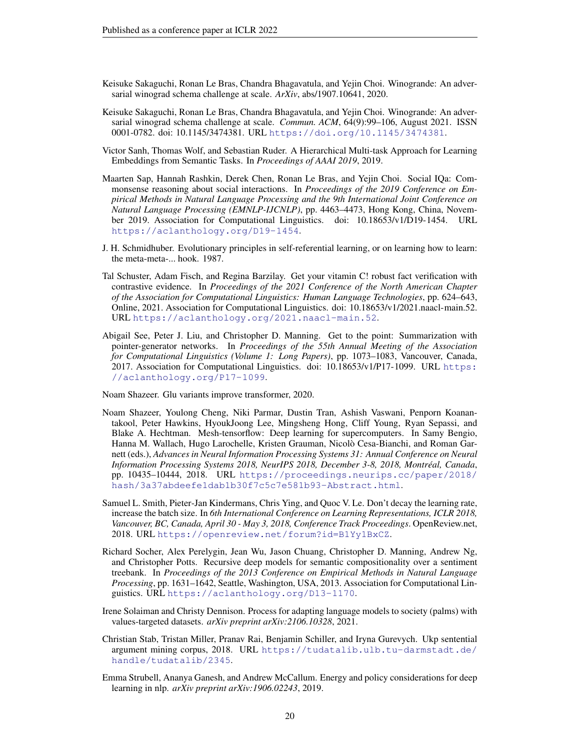Keisuke Sakaguchi, Ronan Le Bras, Chandra Bhagavatula, and Yejin Choi. Winogrande: An adversarial winograd schema challenge at scale. *ArXiv*, abs/1907.10641, 2020.

Keisuke Sakaguchi, Ronan Le Bras, Chandra Bhagavatula, and Yejin Choi. Winogrande: An adversarial winograd schema challenge at scale. *Commun. ACM*, 64(9):99–106, August 2021. ISSN 0001-0782. doi: 10.1145/3474381. URL https://doi.org/10.1145/3474381.

Victor Sanh, Thomas Wolf, and Sebastian Ruder. A Hierarchical Multi-task Approach for Learning Embeddings from Semantic Tasks. In *Proceedings of AAAI 2019*, 2019.

Maarten Sap, Hannah Rashkin, Derek Chen, Ronan Le Bras, and Yejin Choi. Social IQa: Commonsense reasoning about social interactions. In *Proceedings of the 2019 Conference on Empirical Methods in Natural Language Processing and the 9th International Joint Conference on Natural Language Processing (EMNLP-IJCNLP)*, pp. 4463–4473, Hong Kong, China, November 2019. Association for Computational Linguistics. doi: 10.18653/v1/D19-1454. URL https://aclanthology.org/D19-1454.

J. H. Schmidhuber. Evolutionary principles in self-referential learning, or on learning how to learn: the meta-meta-... hook. 1987.

Tal Schuster, Adam Fisch, and Regina Barzilay. Get your vitamin C! robust fact verification with contrastive evidence. In *Proceedings of the 2021 Conference of the North American Chapter of the Association for Computational Linguistics: Human Language Technologies*, pp. 624–643, Online, 2021. Association for Computational Linguistics. doi: 10.18653/v1/2021.naacl-main.52. URL https://aclanthology.org/2021.naacl-main.52.

Abigail See, Peter J. Liu, and Christopher D. Manning. Get to the point: Summarization with pointer-generator networks. In *Proceedings of the 55th Annual Meeting of the Association for Computational Linguistics (Volume 1: Long Papers)*, pp. 1073–1083, Vancouver, Canada, 2017. Association for Computational Linguistics. doi: 10.18653/v1/P17-1099. URL https://aclanthology.org/P17-1099.

Noam Shazeer. Glu variants improve transformer, 2020.

Noam Shazeer, Youlong Cheng, Niki Parmar, Dustin Tran, Ashish Vaswani, Penporn Koanantakool, Peter Hawkins, HyoukJoong Lee, Mingsheng Hong, Cliff Young, Ryan Sepassi, and Blake A. Hechtman. Mesh-tensorflow: Deep learning for supercomputers. In Samy Bengio, Hanna M. Wallach, Hugo Larochelle, Kristen Grauman, Nicolò Cesa-Bianchi, and Roman Garnett (eds.), *Advances in Neural Information Processing Systems 31: Annual Conference on Neural Information Processing Systems 2018, NeurIPS 2018, December 3-8, 2018, Montréal, Canada*, pp. 10435–10444, 2018. URL https://proceedings.neurips.cc/paper/2018/hash/3a37abdeefe1dab1b30f7c5c7e581b93-Abstract.html.

Samuel L. Smith, Pieter-Jan Kindermans, Chris Ying, and Quoc V. Le. Don't decay the learning rate, increase the batch size. In *6th International Conference on Learning Representations, ICLR 2018, Vancouver, BC, Canada, April 30 - May 3, 2018, Conference Track Proceedings*. OpenReview.net, 2018. URL https://openreview.net/forum?id=B1Yy1BxCZ.

Richard Socher, Alex Perelygin, Jean Wu, Jason Chuang, Christopher D. Manning, Andrew Ng, and Christopher Potts. Recursive deep models for semantic compositionality over a sentiment treebank. In *Proceedings of the 2013 Conference on Empirical Methods in Natural Language Processing*, pp. 1631–1642, Seattle, Washington, USA, 2013. Association for Computational Linguistics. URL https://aclanthology.org/D13-1170.

Irene Solaiman and Christy Dennison. Process for adapting language models to society (palms) with values-targeted datasets. *arXiv preprint arXiv:2106.10328*, 2021.

Christian Stab, Tristan Miller, Pranav Rai, Benjamin Schiller, and Iryna Gurevych. Ukp sentential argument mining corpus, 2018. URL https://tudatalib.ulb.tu-darmstadt.de/handle/tudatalib/2345.

Emma Strubell, Ananya Ganesh, and Andrew McCallum. Energy and policy considerations for deep learning in nlp. *arXiv preprint arXiv:1906.02243*, 2019.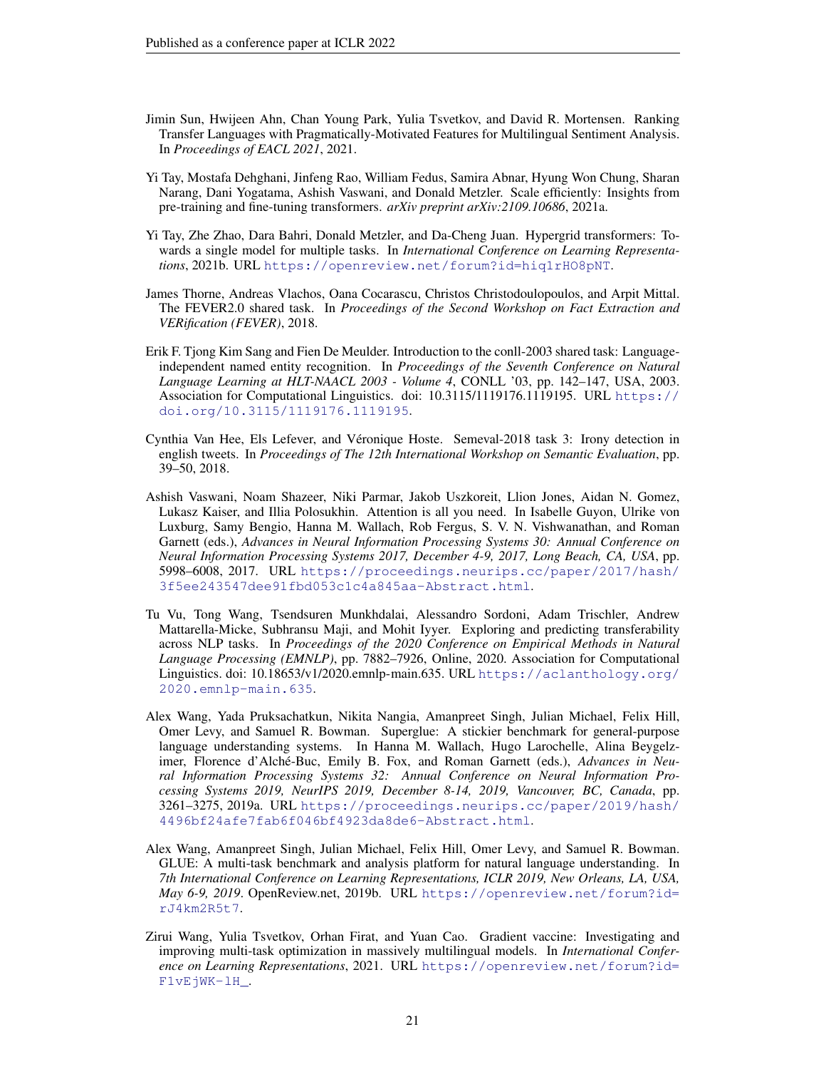Jimin Sun, Hwijeen Ahn, Chan Young Park, Yulia Tsvetkov, and David R. Mortensen. Ranking Transfer Languages with Pragmatically-Motivated Features for Multilingual Sentiment Analysis. In *Proceedings of EACL 2021*, 2021.

Yi Tay, Mostafa Dehghani, Jinfeng Rao, William Fedus, Samira Abnar, Hyung Won Chung, Sharan Narang, Dani Yogatama, Ashish Vaswani, and Donald Metzler. Scale efficiently: Insights from pre-training and fine-tuning transformers. *arXiv preprint arXiv:2109.10686*, 2021a.

Yi Tay, Zhe Zhao, Dara Bahri, Donald Metzler, and Da-Cheng Juan. Hypergrid transformers: Towards a single model for multiple tasks. In *International Conference on Learning Representations*, 2021b. URL https://openreview.net/forum?id=hiq1rHO8pNT.

James Thorne, Andreas Vlachos, Oana Cocarascu, Christos Christodoulopoulos, and Arpit Mittal. The FEVER2.0 shared task. In *Proceedings of the Second Workshop on Fact Extraction and VERification (FEVER)*, 2018.

Erik F. Tjong Kim Sang and Fien De Meulder. Introduction to the conll-2003 shared task: Language-independent named entity recognition. In *Proceedings of the Seventh Conference on Natural Language Learning at HLT-NAACL 2003 - Volume 4*, CONLL '03, pp. 142–147, USA, 2003. Association for Computational Linguistics. doi: 10.3115/1119176.1119195. URL https://doi.org/10.3115/1119176.1119195.

Cynthia Van Hee, Els Lefever, and Véronique Hoste. Semeval-2018 task 3: Irony detection in english tweets. In *Proceedings of The 12th International Workshop on Semantic Evaluation*, pp. 39–50, 2018.

Ashish Vaswani, Noam Shazeer, Niki Parmar, Jakob Uszkoreit, Llion Jones, Aidan N. Gomez, Lukasz Kaiser, and Illia Polosukhin. Attention is all you need. In Isabelle Guyon, Ulrike von Luxburg, Samy Bengio, Hanna M. Wallach, Rob Fergus, S. V. N. Vishwanathan, and Roman Garnett (eds.), *Advances in Neural Information Processing Systems 30: Annual Conference on Neural Information Processing Systems 2017, December 4-9, 2017, Long Beach, CA, USA*, pp. 5998–6008, 2017. URL https://proceedings.neurips.cc/paper/2017/hash/3f5ee243547dee91fbd053c1c4a845aa-Abstract.html.

Tu Vu, Tong Wang, Tsendsuren Munkhdalai, Alessandro Sordoni, Adam Trischler, Andrew Mattarella-Micke, Subhransu Maji, and Mohit Iyyer. Exploring and predicting transferability across NLP tasks. In *Proceedings of the 2020 Conference on Empirical Methods in Natural Language Processing (EMNLP)*, pp. 7882–7926, Online, 2020. Association for Computational Linguistics. doi: 10.18653/v1/2020.emnlp-main.635. URL https://aclanthology.org/2020.emnlp-main.635.

Alex Wang, Yada Pruksachatkun, Nikita Nangia, Amanpreet Singh, Julian Michael, Felix Hill, Omer Levy, and Samuel R. Bowman. Superglue: A stickier benchmark for general-purpose language understanding systems. In Hanna M. Wallach, Hugo Larochelle, Alina Beygelzimer, Florence d'Alché-Buc, Emily B. Fox, and Roman Garnett (eds.), *Advances in Neural Information Processing Systems 32: Annual Conference on Neural Information Processing Systems 2019, NeurIPS 2019, December 8-14, 2019, Vancouver, BC, Canada*, pp. 3261–3275, 2019a. URL https://proceedings.neurips.cc/paper/2019/hash/4496bf24afe7fab6f046bf4923da8de6-Abstract.html.

Alex Wang, Amanpreet Singh, Julian Michael, Felix Hill, Omer Levy, and Samuel R. Bowman. GLUE: A multi-task benchmark and analysis platform for natural language understanding. In *7th International Conference on Learning Representations, ICLR 2019, New Orleans, LA, USA, May 6-9, 2019*. OpenReview.net, 2019b. URL https://openreview.net/forum?id=rJ4km2R5t7.

Zirui Wang, Yulia Tsvetkov, Orhan Firat, and Yuan Cao. Gradient vaccine: Investigating and improving multi-task optimization in massively multilingual models. In *International Conference on Learning Representations*, 2021. URL https://openreview.net/forum?id=F1vEjWK-lH_.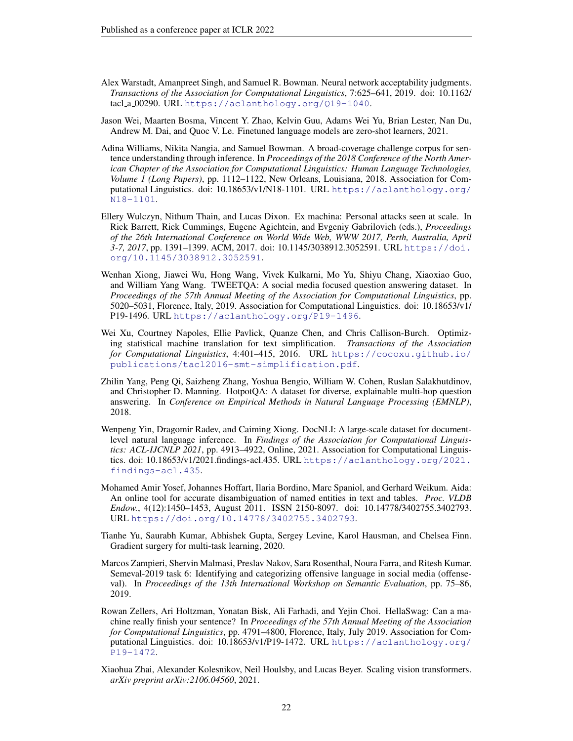Alex Warstadt, Amanpreet Singh, and Samuel R. Bowman. Neural network acceptability judgments. *Transactions of the Association for Computational Linguistics*, 7:625–641, 2019. doi: 10.1162/tacl_a_00290. URL https://aclanthology.org/Q19-1040.

Jason Wei, Maarten Bosma, Vincent Y. Zhao, Kelvin Guu, Adams Wei Yu, Brian Lester, Nan Du, Andrew M. Dai, and Quoc V. Le. Finetuned language models are zero-shot learners, 2021.

Adina Williams, Nikita Nangia, and Samuel Bowman. A broad-coverage challenge corpus for sentence understanding through inference. In *Proceedings of the 2018 Conference of the North American Chapter of the Association for Computational Linguistics: Human Language Technologies, Volume 1 (Long Papers)*, pp. 1112–1122, New Orleans, Louisiana, 2018. Association for Computational Linguistics. doi: 10.18653/v1/N18-1101. URL https://aclanthology.org/N18-1101.

Ellery Wulczyn, Nithum Thain, and Lucas Dixon. Ex machina: Personal attacks seen at scale. In Rick Barrett, Rick Cummings, Eugene Agichtein, and Evgeniy Gabrilovich (eds.), *Proceedings of the 26th International Conference on World Wide Web, WWW 2017, Perth, Australia, April 3-7, 2017*, pp. 1391–1399. ACM, 2017. doi: 10.1145/3038912.3052591. URL https://doi.org/10.1145/3038912.3052591.

Wenhan Xiong, Jiawei Wu, Hong Wang, Vivek Kulkarni, Mo Yu, Shiyu Chang, Xiaoxiao Guo, and William Yang Wang. TWEETQA: A social media focused question answering dataset. In *Proceedings of the 57th Annual Meeting of the Association for Computational Linguistics*, pp. 5020–5031, Florence, Italy, 2019. Association for Computational Linguistics. doi: 10.18653/v1/P19-1496. URL https://aclanthology.org/P19-1496.

Wei Xu, Courtney Napoles, Ellie Pavlick, Quanze Chen, and Chris Callison-Burch. Optimizing statistical machine translation for text simplification. *Transactions of the Association for Computational Linguistics*, 4:401–415, 2016. URL https://cocoxu.github.io/publications/tacl2016-smt-simplification.pdf.

Zhilin Yang, Peng Qi, Saizheng Zhang, Yoshua Bengio, William W. Cohen, Ruslan Salakhutdinov, and Christopher D. Manning. HotpotQA: A dataset for diverse, explainable multi-hop question answering. In *Conference on Empirical Methods in Natural Language Processing (EMNLP)*, 2018.

Wenpeng Yin, Dragomir Radev, and Caiming Xiong. DocNLI: A large-scale dataset for document-level natural language inference. In *Findings of the Association for Computational Linguistics: ACL-IJCNLP 2021*, pp. 4913–4922, Online, 2021. Association for Computational Linguistics. doi: 10.18653/v1/2021.findings-acl.435. URL https://aclanthology.org/2021.findings-acl.435.

Mohamed Amir Yosef, Johannes Hoffart, Ilaria Bordino, Marc Spaniol, and Gerhard Weikum. Aida: An online tool for accurate disambiguation of named entities in text and tables. *Proc. VLDB Endow.*, 4(12):1450–1453, August 2011. ISSN 2150-8097. doi: 10.14778/3402755.3402793. URL https://doi.org/10.14778/3402755.3402793.

Tianhe Yu, Saurabh Kumar, Abhishek Gupta, Sergey Levine, Karol Hausman, and Chelsea Finn. Gradient surgery for multi-task learning, 2020.

Marcos Zampieri, Shervin Malmasi, Preslav Nakov, Sara Rosenthal, Noura Farra, and Ritesh Kumar. Semeval-2019 task 6: Identifying and categorizing offensive language in social media (offenseval). In *Proceedings of the 13th International Workshop on Semantic Evaluation*, pp. 75–86, 2019.

Rowan Zellers, Ari Holtzman, Yonatan Bisk, Ali Farhadi, and Yejin Choi. HellaSwag: Can a machine really finish your sentence? In *Proceedings of the 57th Annual Meeting of the Association for Computational Linguistics*, pp. 4791–4800, Florence, Italy, July 2019. Association for Computational Linguistics. doi: 10.18653/v1/P19-1472. URL https://aclanthology.org/P19-1472.

Xiaohua Zhai, Alexander Kolesnikov, Neil Houlsby, and Lucas Beyer. Scaling vision transformers. *arXiv preprint arXiv:2106.04560*, 2021.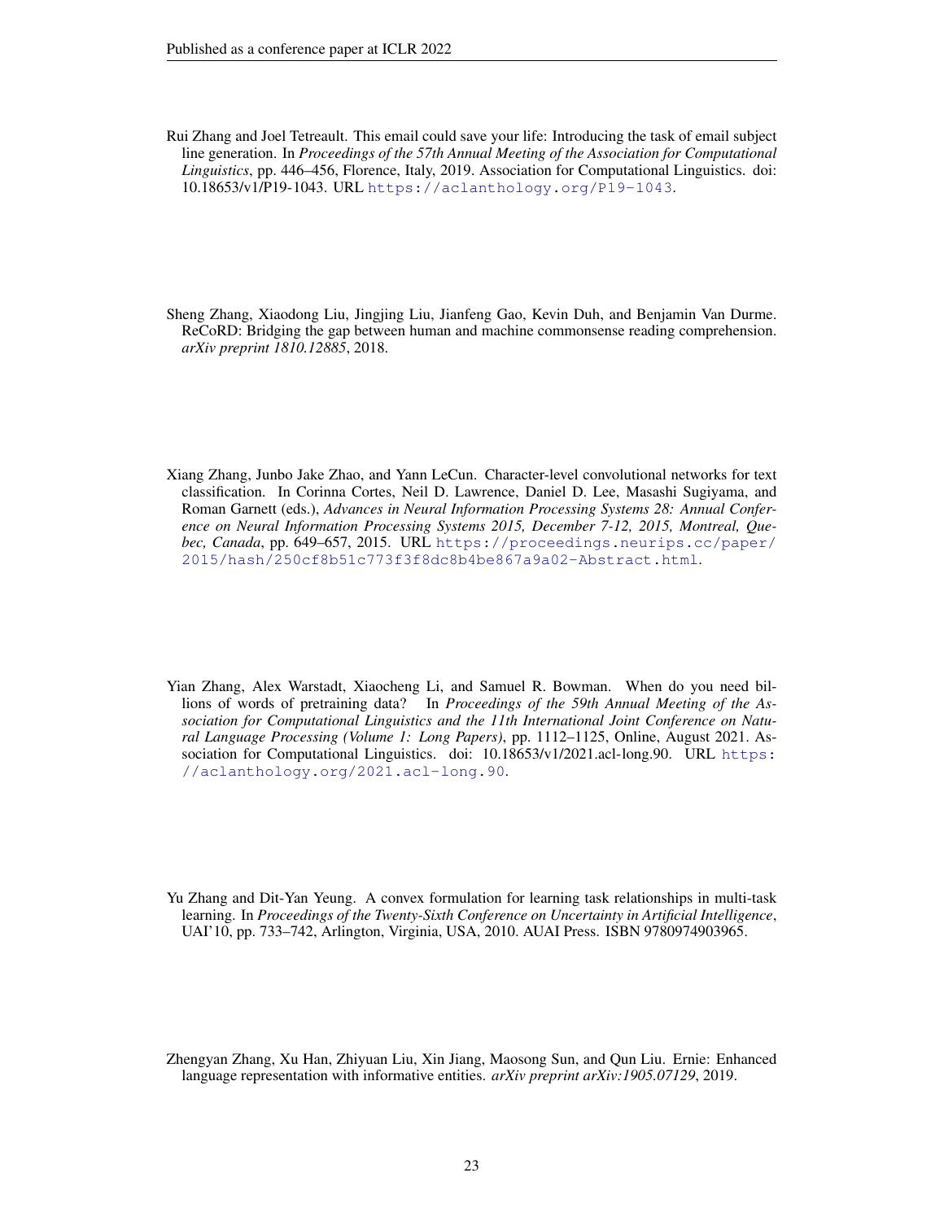Rui Zhang and Joel Tetreault. This email could save your life: Introducing the task of email subject line generation. In *Proceedings of the 57th Annual Meeting of the Association for Computational Linguistics*, pp. 446–456, Florence, Italy, 2019. Association for Computational Linguistics. doi: 10.18653/v1/P19-1043. URL https://aclanthology.org/P19-1043.

Sheng Zhang, Xiaodong Liu, Jingjing Liu, Jianfeng Gao, Kevin Duh, and Benjamin Van Durme. ReCoRD: Bridging the gap between human and machine commonsense reading comprehension. *arXiv preprint 1810.12885*, 2018.

Xiang Zhang, Junbo Jake Zhao, and Yann LeCun. Character-level convolutional networks for text classification. In Corinna Cortes, Neil D. Lawrence, Daniel D. Lee, Masashi Sugiyama, and Roman Garnett (eds.), *Advances in Neural Information Processing Systems 28: Annual Conference on Neural Information Processing Systems 2015, December 7-12, 2015, Montreal, Quebec, Canada*, pp. 649–657, 2015. URL https://proceedings.neurips.cc/paper/2015/hash/250cf8b51c773f3f8dc8b4be867a9a02-Abstract.html.

Yian Zhang, Alex Warstadt, Xiaocheng Li, and Samuel R. Bowman. When do you need billions of words of pretraining data? In *Proceedings of the 59th Annual Meeting of the Association for Computational Linguistics and the 11th International Joint Conference on Natural Language Processing (Volume 1: Long Papers)*, pp. 1112–1125, Online, August 2021. Association for Computational Linguistics. doi: 10.18653/v1/2021.acl-long.90. URL https://aclanthology.org/2021.acl-long.90.

Yu Zhang and Dit-Yan Yeung. A convex formulation for learning task relationships in multi-task learning. In *Proceedings of the Twenty-Sixth Conference on Uncertainty in Artificial Intelligence*, UAI'10, pp. 733–742, Arlington, Virginia, USA, 2010. AUAI Press. ISBN 9780974903965.

Zhengyan Zhang, Xu Han, Zhiyuan Liu, Xin Jiang, Maosong Sun, and Qun Liu. Ernie: Enhanced language representation with informative entities. *arXiv preprint arXiv:1905.07129*, 2019.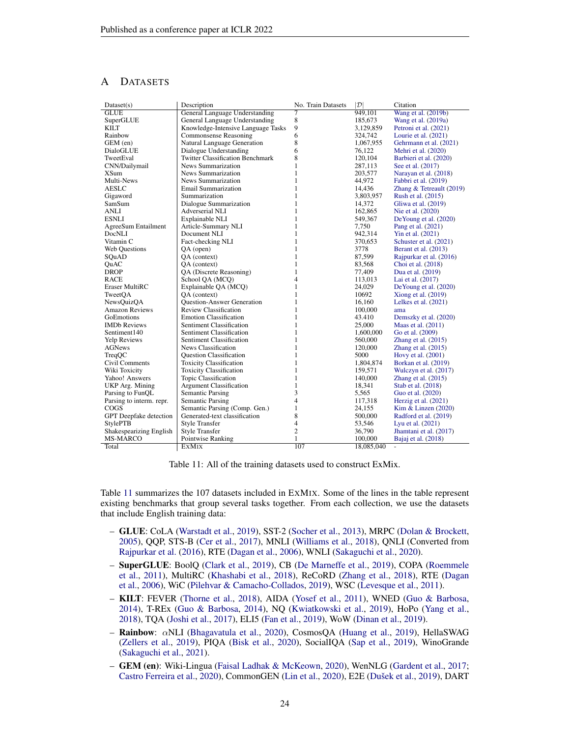## A DATASETS

| Dataset(s) | Description | No. Train Datasets | $\|\mathcal{D}\|$ | Citation |
|---|---|---|---|---|
| GLUE | General Language Understanding | 7 | 949,101 | Wang et al. (2019b) |
| SuperGLUE | General Language Understanding | 8 | 185,673 | Wang et al. (2019a) |
| KILT | Knowledge-Intensive Language Tasks | 9 | 3,129,859 | Petroni et al. (2021) |
| Rainbow | Commonsense Reasoning | 6 | 324,742 | Lourie et al. (2021) |
| GEM (en) | Natural Language Generation | 8 | 1,067,955 | Gehrmann et al. (2021) |
| DialoGLUE | Dialogue Understanding | 6 | 76,122 | Mehri et al. (2020) |
| TweetEval | Twitter Classification Benchmark | 8 | 120,104 | Barbieri et al. (2020) |
| CNN/Dailymail | News Summarization | 1 | 287,113 | See et al. (2017) |
| XSum | News Summarization | 1 | 203,577 | Narayan et al. (2018) |
| Multi-News | News Summarization | 1 | 44,972 | Fabbri et al. (2019) |
| AESLC | Email Summarization | 1 | 14,436 | Zhang & Tetreault (2019) |
| Gigaword | Summarization | 1 | 3,803,957 | Rush et al. (2015) |
| SamSum | Dialogue Summarization | 1 | 14,372 | Gliwa et al. (2019) |
| ANLI | Adverserial NLI | 1 | 162,865 | Nie et al. (2020) |
| ESNLI | Explainable NLI | 1 | 549,367 | DeYoung et al. (2020) |
| AgreeSum Entailment | Article-Summary NLI | 1 | 7,750 | Pang et al. (2021) |
| DocNLI | Document NLI | 1 | 942,314 | Yin et al. (2021) |
| Vitamin C | Fact-checking NLI | 1 | 370,653 | Schuster et al. (2021) |
| Web Questions | QA (open) | 1 | 3778 | Berant et al. (2013) |
| SQuAD | QA (context) | 1 | 87,599 | Rajpurkar et al. (2016) |
| QuAC | QA (context) | 1 | 83,568 | Choi et al. (2018) |
| DROP | QA (Discrete Reasoning) | 1 | 77,409 | Dua et al. (2019) |
| RACE | School QA (MCQ) | 4 | 113,013 | Lai et al. (2017) |
| Eraser MultiRC | Explainable QA (MCQ) | 1 | 24,029 | DeYoung et al. (2020) |
| TweetQA | QA (context) | 1 | 10692 | Xiong et al. (2019) |
| NewsQuizQA | Question-Answer Generation | 1 | 16,160 | Lelkes et al. (2021) |
| Amazon Reviews | Review Classification | 1 | 100,000 | ama |
| GoEmotions | Emotion Classification | 1 | 43,410 | Demszky et al. (2020) |
| IMDb Reviews | Sentiment Classification | 1 | 25,000 | Maas et al. (2011) |
| Sentiment140 | Sentiment Classification | 1 | 1,600,000 | Go et al. (2009) |
| Yelp Reviews | Sentiment Classification | 1 | 560,000 | Zhang et al. (2015) |
| AGNews | News Classification | 1 | 120,000 | Zhang et al. (2015) |
| TreqQC | Question Classification | 1 | 5000 | Hovy et al. (2001) |
| Civil Comments | Toxicity Classification | 1 | 1,804,874 | Borkan et al. (2019) |
| Wiki Toxicity | Toxicity Classification | 1 | 159,571 | Wulczyn et al. (2017) |
| Yahoo! Answers | Topic Classification | 1 | 140,000 | Zhang et al. (2015) |
| UKP Arg. Mining | Argument Classification | 1 | 18,341 | Stab et al. (2018) |
| Parsing to FunQL | Semantic Parsing | 3 | 5,565 | Guo et al. (2020) |
| Parsing to interm. repr. | Semantic Parsing | 4 | 117,318 | Herzig et al. (2021) |
| COGS | Semantic Parsing (Comp. Gen.) | 1 | 24,155 | Kim & Linzen (2020) |
| GPT Deepfake detection | Generated-text classification | 8 | 500,000 | Radford et al. (2019) |
| StylePTB | Style Transfer | 4 | 53,546 | Lyu et al. (2021) |
| Shakespearizing English | Style Transfer | 2 | 36,790 | Jhamtani et al. (2017) |
| MS-MARCO | Pointwise Ranking | 1 | 100,000 | Bajaj et al. (2018) |
| Total | EXMIX | 107 | 18,085,040 | - |

Table 11: All of the training datasets used to construct ExMix.

Table 11 summarizes the 107 datasets included in EXMIX. Some of the lines in the table represent existing benchmarks that group several tasks together. From each collection, we use the datasets that include English training data:

- **GLUE**: CoLA (Warstadt et al., 2019), SST-2 (Socher et al., 2013), MRPC (Dolan & Brockett, 2005), QQP, STS-B (Cer et al., 2017), MNLI (Williams et al., 2018), QNLI (Converted from Rajpurkar et al. (2016), RTE (Dagan et al., 2006), WNLI (Sakaguchi et al., 2020).
- **SuperGLUE**: BoolQ (Clark et al., 2019), CB (De Marneffe et al., 2019), COPA (Roemmele et al., 2011), MultiRC (Khashabi et al., 2018), ReCoRD (Zhang et al., 2018), RTE (Dagan et al., 2006), WiC (Pilehvar & Camacho-Collados, 2019), WSC (Levesque et al., 2011).
- **KILT**: FEVER (Thorne et al., 2018), AIDA (Yosef et al., 2011), WNED (Guo & Barbosa, 2014), T-REx (Guo & Barbosa, 2014), NQ (Kwiatkowski et al., 2019), HoPo (Yang et al., 2018), TQA (Joshi et al., 2017), ELI5 (Fan et al., 2019), WoW (Dinan et al., 2019).
- **Rainbow**: $\alpha$NLI (Bhagavatula et al., 2020), CosmosQA (Huang et al., 2019), HellaSWAG (Zellers et al., 2019), PIQA (Bisk et al., 2020), SocialIQA (Sap et al., 2019), WinoGrande (Sakaguchi et al., 2021).
- **GEM (en)**: Wiki-Lingua (Faisal Ladhak & McKeown, 2020), WenNLG (Gardent et al., 2017; Castro Ferreira et al., 2020), CommonGEN (Lin et al., 2020), E2E (Dušek et al., 2019), DART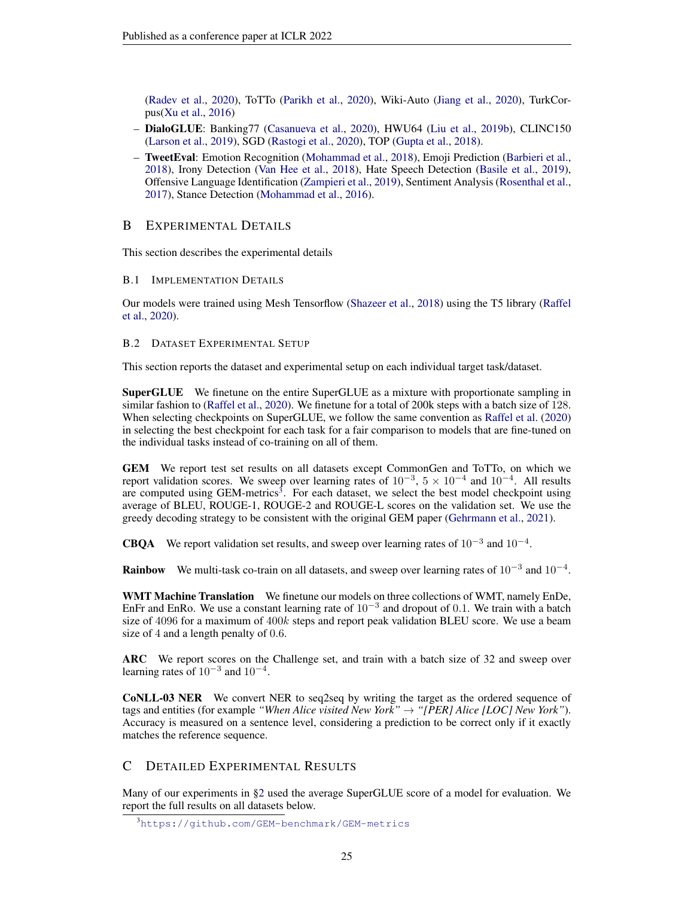(Radev et al., 2020), ToTTo (Parikh et al., 2020), Wiki-Auto (Jiang et al., 2020), TurkCorpus(Xu et al., 2016)

- **DialoGLUE**: Banking77 (Casanueva et al., 2020), HWU64 (Liu et al., 2019b), CLINC150 (Larson et al., 2019), SGD (Rastogi et al., 2020), TOP (Gupta et al., 2018).
- **TweetEval**: Emotion Recognition (Mohammad et al., 2018), Emoji Prediction (Barbieri et al., 2018), Irony Detection (Van Hee et al., 2018), Hate Speech Detection (Basile et al., 2019), Offensive Language Identification (Zampieri et al., 2019), Sentiment Analysis (Rosenthal et al., 2017), Stance Detection (Mohammad et al., 2016).

# B Experimental Details

This section describes the experimental details

## B.1 Implementation Details

Our models were trained using Mesh Tensorflow (Shazeer et al., 2018) using the T5 library (Raffel et al., 2020).

## B.2 Dataset Experimental Setup

This section reports the dataset and experimental setup on each individual target task/dataset.

**SuperGLUE** We finetune on the entire SuperGLUE as a mixture with proportionate sampling in similar fashion to (Raffel et al., 2020). We finetune for a total of 200k steps with a batch size of 128. When selecting checkpoints on SuperGLUE, we follow the same convention as Raffel et al. (2020) in selecting the best checkpoint for each task for a fair comparison to models that are fine-tuned on the individual tasks instead of co-training on all of them.

**GEM** We report test set results on all datasets except CommonGen and ToTTo, on which we report validation scores. We sweep over learning rates of $10^{-3}$, $5 \times 10^{-4}$ and $10^{-4}$. All results are computed using GEM-metrics[3]. For each dataset, we select the best model checkpoint using average of BLEU, ROUGE-1, ROUGE-2 and ROUGE-L scores on the validation set. We use the greedy decoding strategy to be consistent with the original GEM paper (Gehrmann et al., 2021).

**CBQA** We report validation set results, and sweep over learning rates of $10^{-3}$ and $10^{-4}$.

**Rainbow** We multi-task co-train on all datasets, and sweep over learning rates of $10^{-3}$ and $10^{-4}$.

**WMT Machine Translation** We finetune our models on three collections of WMT, namely EnDe, EnFr and EnRo. We use a constant learning rate of $10^{-3}$ and dropout of $0.1$. We train with a batch size of $4096$ for a maximum of $400k$ steps and report peak validation BLEU score. We use a beam size of $4$ and a length penalty of $0.6$.

**ARC** We report scores on the Challenge set, and train with a batch size of 32 and sweep over learning rates of $10^{-3}$ and $10^{-4}$.

**CoNLL-03 NER** We convert NER to seq2seq by writing the target as the ordered sequence of tags and entities (for example *"When Alice visited New York"* $\rightarrow$ *"[PER] Alice [LOC] New York"*). Accuracy is measured on a sentence level, considering a prediction to be correct only if it exactly matches the reference sequence.

# C Detailed Experimental Results

Many of our experiments in §2 used the average SuperGLUE score of a model for evaluation. We report the full results on all datasets below.

[3] https://github.com/GEM-benchmark/GEM-metrics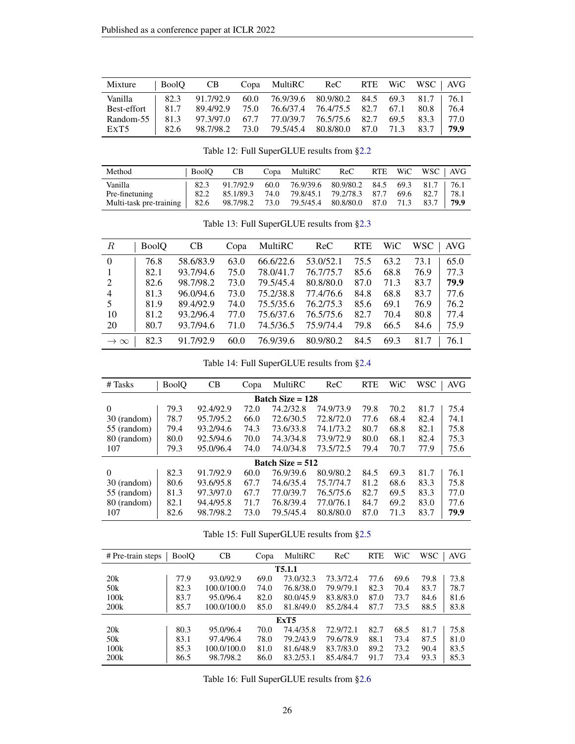| Mixture | BoolQ | CB | Copa | MultiRC | ReC | RTE | WiC | WSC | AVG |
|---|---|---|---|---|---|---|---|---|---|
| Vanilla | 82.3 | 91.7/92.9 | 60.0 | 76.9/39.6 | 80.9/80.2 | 84.5 | 69.3 | 81.7 | 76.1 |
| Best-effort | 81.7 | 89.4/92.9 | 75.0 | 76.6/37.4 | 76.4/75.5 | 82.7 | 67.1 | 80.8 | 76.4 |
| Random-55 | 81.3 | 97.3/97.0 | 67.7 | 77.0/39.7 | 76.5/75.6 | 82.7 | 69.5 | 83.3 | 77.0 |
| ExT5 | 82.6 | 98.7/98.2 | 73.0 | 79.5/45.4 | 80.8/80.0 | 87.0 | 71.3 | 83.7 | **79.9** |

Table 12: Full SuperGLUE results from §2.2

| Method | BoolQ | CB | Copa | MultiRC | ReC | RTE | WiC | WSC | AVG |
|---|---|---|---|---|---|---|---|---|---|
| Vanilla | 82.3 | 91.7/92.9 | 60.0 | 76.9/39.6 | 80.9/80.2 | 84.5 | 69.3 | 81.7 | 76.1 |
| Pre-finetuning | 82.2 | 85.1/89.3 | 74.0 | 79.8/45.1 | 79.2/78.3 | 87.7 | 69.6 | 82.7 | 78.1 |
| Multi-task pre-training | 82.6 | 98.7/98.2 | 73.0 | 79.5/45.4 | 80.8/80.0 | 87.0 | 71.3 | 83.7 | **79.9** |

Table 13: Full SuperGLUE results from §2.3

| $R$ | BoolQ | CB | Copa | MultiRC | ReC | RTE | WiC | WSC | AVG |
|---|---|---|---|---|---|---|---|---|---|
| 0 | 76.8 | 58.6/83.9 | 63.0 | 66.6/22.6 | 53.0/52.1 | 75.5 | 63.2 | 73.1 | 65.0 |
| 1 | 82.1 | 93.7/94.6 | 75.0 | 78.0/41.7 | 76.7/75.7 | 85.6 | 68.8 | 76.9 | 77.3 |
| 2 | 82.6 | 98.7/98.2 | 73.0 | 79.5/45.4 | 80.8/80.0 | 87.0 | 71.3 | 83.7 | **79.9** |
| 4 | 81.3 | 96.0/94.6 | 73.0 | 75.2/38.8 | 77.4/76.6 | 84.8 | 68.8 | 83.7 | 77.6 |
| 5 | 81.9 | 89.4/92.9 | 74.0 | 75.5/35.6 | 76.2/75.3 | 85.6 | 69.1 | 76.9 | 76.2 |
| 10 | 81.2 | 93.2/96.4 | 77.0 | 75.6/37.6 | 76.5/75.6 | 82.7 | 70.4 | 80.8 | 77.4 |
| 20 | 80.7 | 93.7/94.6 | 71.0 | 74.5/36.5 | 75.9/74.4 | 79.8 | 66.5 | 84.6 | 75.9 |
| $\rightarrow\infty$ | 82.3 | 91.7/92.9 | 60.0 | 76.9/39.6 | 80.9/80.2 | 84.5 | 69.3 | 81.7 | 76.1 |

Table 14: Full SuperGLUE results from §2.4

| # Tasks | BoolQ | CB | Copa | MultiRC | ReC | RTE | WiC | WSC | AVG |
|---|---|---|---|---|---|---|---|---|---|
| **Batch Size = 128** | | | | | | | | | |
| 0 | 79.3 | 92.4/92.9 | 72.0 | 74.2/32.8 | 74.9/73.9 | 79.8 | 70.2 | 81.7 | 75.4 |
| 30 (random) | 78.7 | 95.7/95.2 | 66.0 | 72.6/30.5 | 72.8/72.0 | 77.6 | 68.4 | 82.4 | 74.1 |
| 55 (random) | 79.4 | 93.2/94.6 | 74.3 | 73.6/33.8 | 74.1/73.2 | 80.7 | 68.8 | 82.1 | 75.8 |
| 80 (random) | 80.0 | 92.5/94.6 | 70.0 | 74.3/34.8 | 73.9/72.9 | 80.0 | 68.1 | 82.4 | 75.3 |
| 107 | 79.3 | 95.0/96.4 | 74.0 | 74.0/34.8 | 73.5/72.5 | 79.4 | 70.7 | 77.9 | 75.6 |
| **Batch Size = 512** | | | | | | | | | |
| 0 | 82.3 | 91.7/92.9 | 60.0 | 76.9/39.6 | 80.9/80.2 | 84.5 | 69.3 | 81.7 | 76.1 |
| 30 (random) | 80.6 | 93.6/95.8 | 67.7 | 74.6/35.4 | 75.7/74.7 | 81.2 | 68.6 | 83.3 | 75.8 |
| 55 (random) | 81.3 | 97.3/97.0 | 67.7 | 77.0/39.7 | 76.5/75.6 | 82.7 | 69.5 | 83.3 | 77.0 |
| 80 (random) | 82.1 | 94.4/95.8 | 71.7 | 76.8/39.4 | 77.0/76.1 | 84.7 | 69.2 | 83.0 | 77.6 |
| 107 | 82.6 | 98.7/98.2 | 73.0 | 79.5/45.4 | 80.8/80.0 | 87.0 | 71.3 | 83.7 | **79.9** |

Table 15: Full SuperGLUE results from §2.5

| # Pre-train steps | BoolQ | CB | Copa | MultiRC | ReC | RTE | WiC | WSC | AVG |
|---|---|---|---|---|---|---|---|---|---|
| **T5.1.1** | | | | | | | | | |
| 20k | 77.9 | 93.0/92.9 | 69.0 | 73.0/32.3 | 73.3/72.4 | 77.6 | 69.6 | 79.8 | 73.8 |
| 50k | 82.3 | 100.0/100.0 | 74.0 | 76.8/38.0 | 79.9/79.1 | 82.3 | 70.4 | 83.7 | 78.7 |
| 100k | 83.7 | 95.0/96.4 | 82.0 | 80.0/45.9 | 83.8/83.0 | 87.0 | 73.7 | 84.6 | 81.6 |
| 200k | 85.7 | 100.0/100.0 | 85.0 | 81.8/49.0 | 85.2/84.4 | 87.7 | 73.5 | 88.5 | 83.8 |
| **ExT5** | | | | | | | | | |
| 20k | 80.3 | 95.0/96.4 | 70.0 | 74.4/35.8 | 72.9/72.1 | 82.7 | 68.5 | 81.7 | 75.8 |
| 50k | 83.1 | 97.4/96.4 | 78.0 | 79.2/43.9 | 79.6/78.9 | 88.1 | 73.4 | 87.5 | 81.0 |
| 100k | 85.3 | 100.0/100.0 | 81.0 | 81.6/48.9 | 83.7/83.0 | 89.2 | 73.2 | 90.4 | 83.5 |
| 200k | 86.5 | 98.7/98.2 | 86.0 | 83.2/53.1 | 85.4/84.7 | 91.7 | 73.4 | 93.3 | 85.3 |

Table 16: Full SuperGLUE results from §2.6